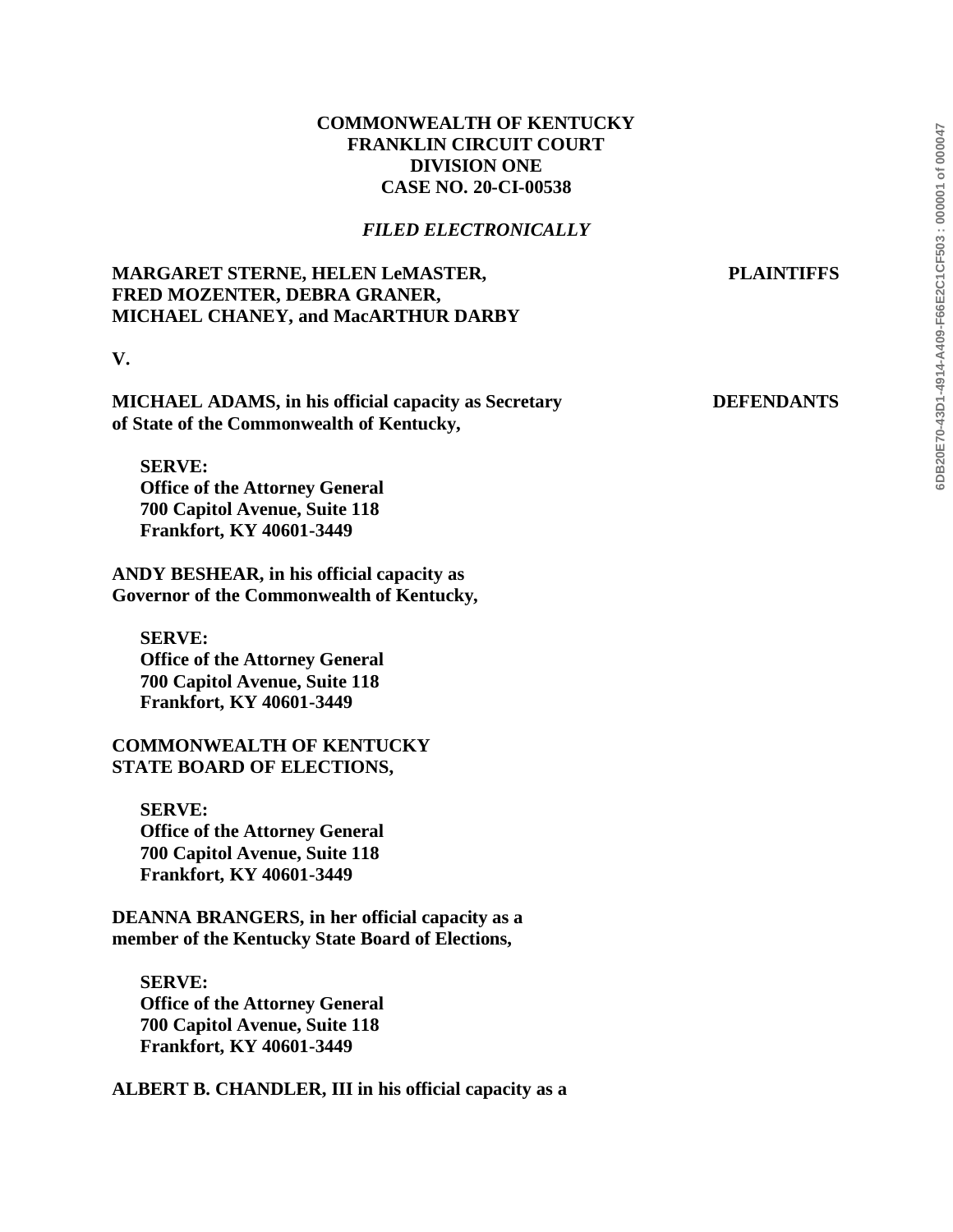**COMMONWEALTH OF KENTUCKY**
**FRANKLIN CIRCUIT COURT**
**DIVISION ONE**
**CASE NO. 20-CI-00538**

***FILED ELECTRONICALLY***

**MARGARET STERNE, HELEN LeMASTER, FRED MOZENTER, DEBRA GRANER, MICHAEL CHANEY, and MacARTHUR DARBY** — **PLAINTIFFS**

**V.**

**MICHAEL ADAMS, in his official capacity as Secretary of State of the Commonwealth of Kentucky,** — **DEFENDANTS**

**SERVE:**
**Office of the Attorney General**
**700 Capitol Avenue, Suite 118**
**Frankfort, KY 40601-3449**

**ANDY BESHEAR, in his official capacity as Governor of the Commonwealth of Kentucky,**

**SERVE:**
**Office of the Attorney General**
**700 Capitol Avenue, Suite 118**
**Frankfort, KY 40601-3449**

**COMMONWEALTH OF KENTUCKY STATE BOARD OF ELECTIONS,**

**SERVE:**
**Office of the Attorney General**
**700 Capitol Avenue, Suite 118**
**Frankfort, KY 40601-3449**

**DEANNA BRANGERS, in her official capacity as a member of the Kentucky State Board of Elections,**

**SERVE:**
**Office of the Attorney General**
**700 Capitol Avenue, Suite 118**
**Frankfort, KY 40601-3449**

**ALBERT B. CHANDLER, III in his official capacity as a**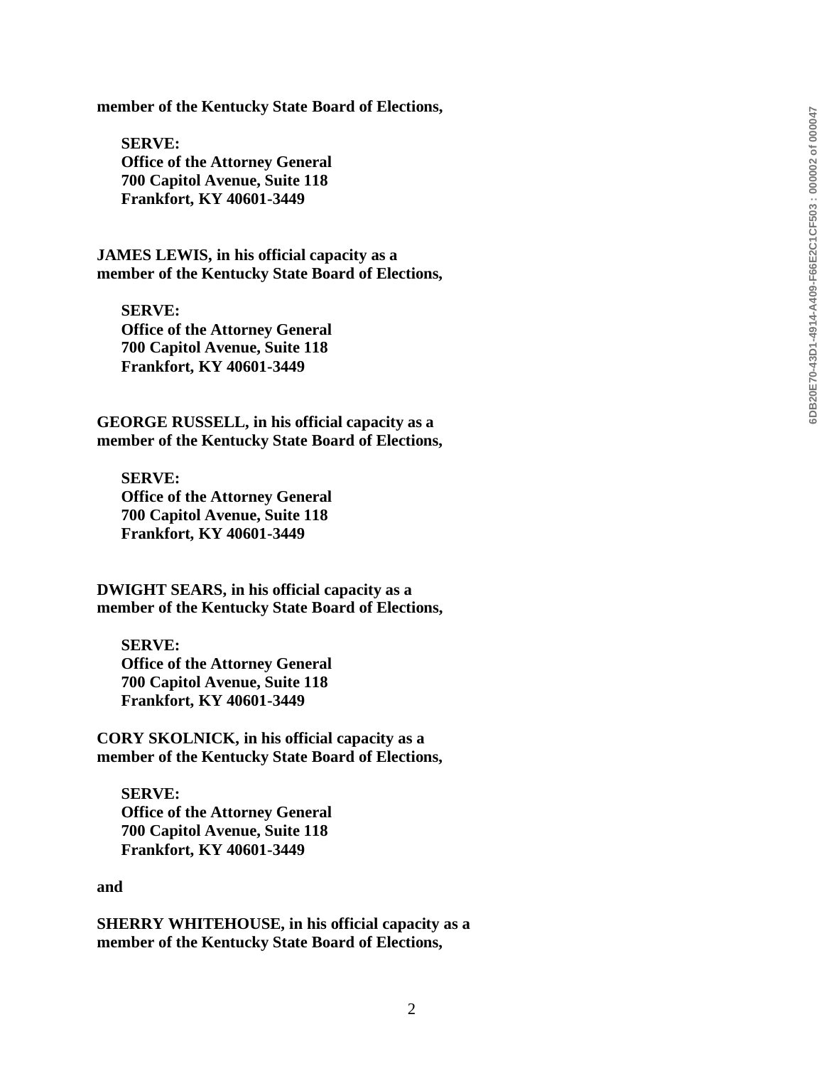**member of the Kentucky State Board of Elections,**

**SERVE:**
**Office of the Attorney General**
**700 Capitol Avenue, Suite 118**
**Frankfort, KY 40601-3449**

**JAMES LEWIS, in his official capacity as a member of the Kentucky State Board of Elections,**

**SERVE:**
**Office of the Attorney General**
**700 Capitol Avenue, Suite 118**
**Frankfort, KY 40601-3449**

**GEORGE RUSSELL, in his official capacity as a member of the Kentucky State Board of Elections,**

**SERVE:**
**Office of the Attorney General**
**700 Capitol Avenue, Suite 118**
**Frankfort, KY 40601-3449**

**DWIGHT SEARS, in his official capacity as a member of the Kentucky State Board of Elections,**

**SERVE:**
**Office of the Attorney General**
**700 Capitol Avenue, Suite 118**
**Frankfort, KY 40601-3449**

**CORY SKOLNICK, in his official capacity as a member of the Kentucky State Board of Elections,**

**SERVE:**
**Office of the Attorney General**
**700 Capitol Avenue, Suite 118**
**Frankfort, KY 40601-3449**

**and**

**SHERRY WHITEHOUSE, in his official capacity as a member of the Kentucky State Board of Elections,**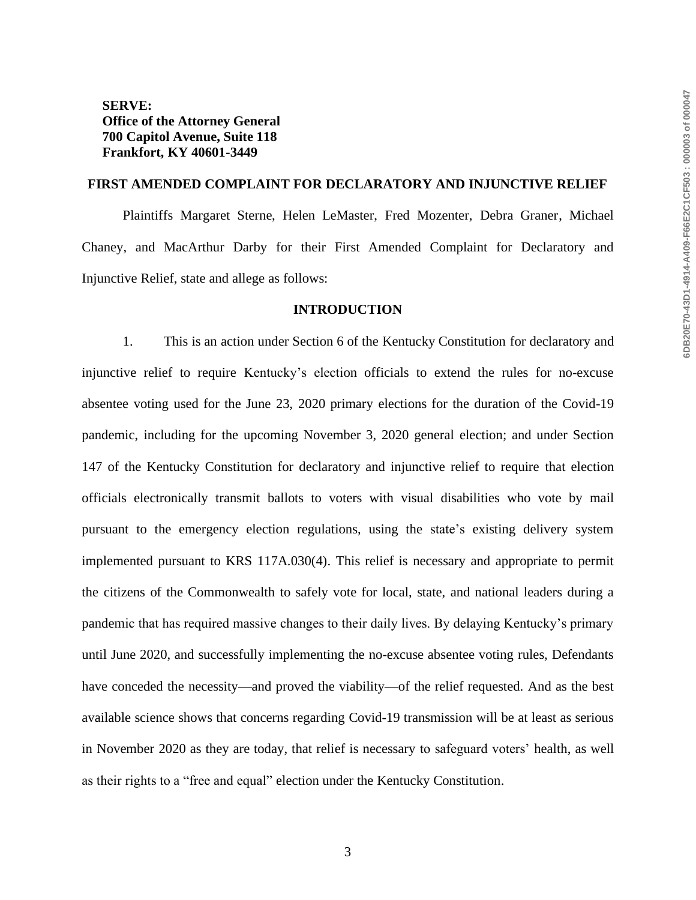**SERVE:**
**Office of the Attorney General**
**700 Capitol Avenue, Suite 118**
**Frankfort, KY 40601-3449**

## FIRST AMENDED COMPLAINT FOR DECLARATORY AND INJUNCTIVE RELIEF

Plaintiffs Margaret Sterne, Helen LeMaster, Fred Mozenter, Debra Graner, Michael Chaney, and MacArthur Darby for their First Amended Complaint for Declaratory and Injunctive Relief, state and allege as follows:

## INTRODUCTION

1. This is an action under Section 6 of the Kentucky Constitution for declaratory and injunctive relief to require Kentucky's election officials to extend the rules for no-excuse absentee voting used for the June 23, 2020 primary elections for the duration of the Covid-19 pandemic, including for the upcoming November 3, 2020 general election; and under Section 147 of the Kentucky Constitution for declaratory and injunctive relief to require that election officials electronically transmit ballots to voters with visual disabilities who vote by mail pursuant to the emergency election regulations, using the state's existing delivery system implemented pursuant to KRS 117A.030(4). This relief is necessary and appropriate to permit the citizens of the Commonwealth to safely vote for local, state, and national leaders during a pandemic that has required massive changes to their daily lives. By delaying Kentucky's primary until June 2020, and successfully implementing the no-excuse absentee voting rules, Defendants have conceded the necessity—and proved the viability—of the relief requested. And as the best available science shows that concerns regarding Covid-19 transmission will be at least as serious in November 2020 as they are today, that relief is necessary to safeguard voters' health, as well as their rights to a "free and equal" election under the Kentucky Constitution.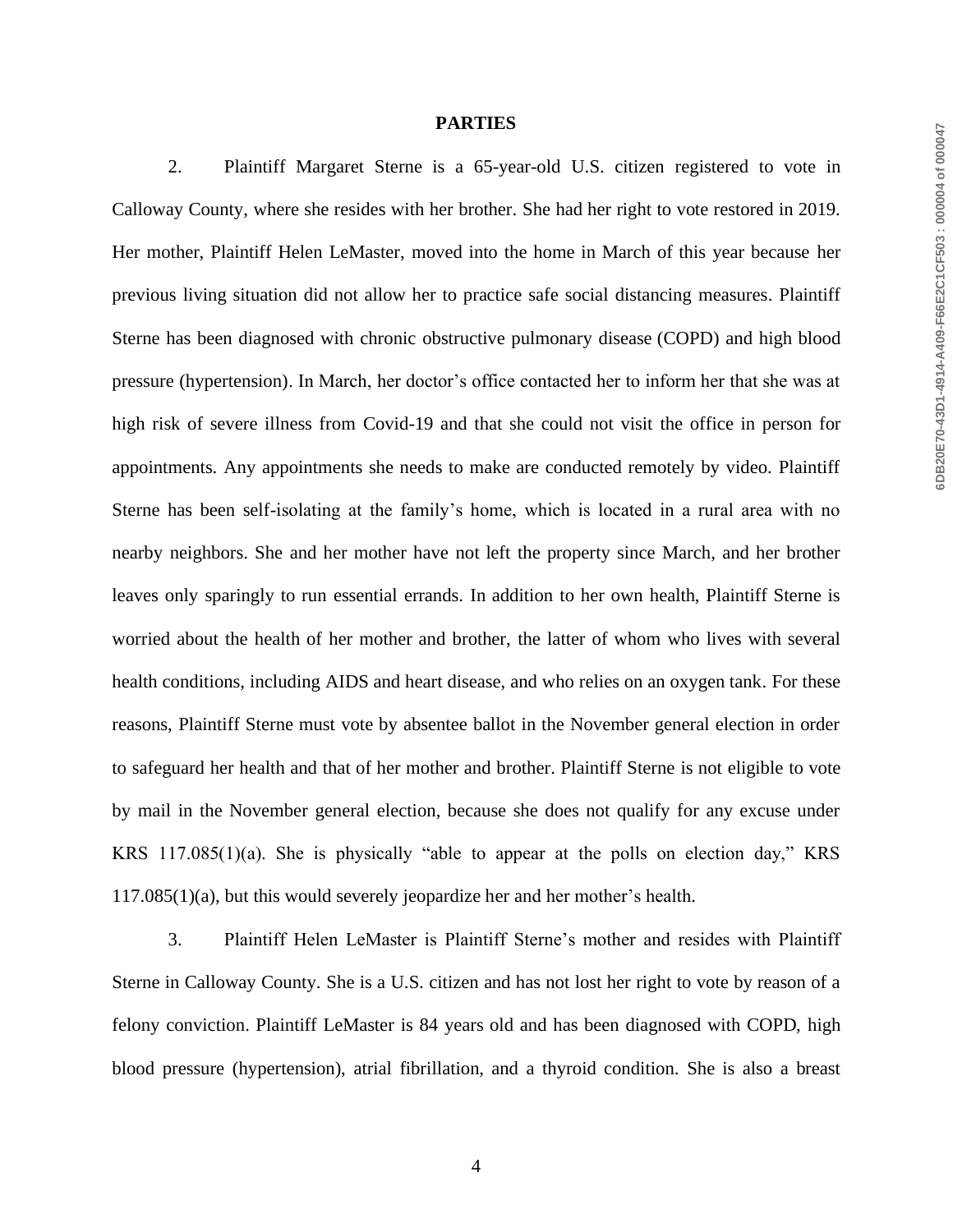## PARTIES

2. Plaintiff Margaret Sterne is a 65-year-old U.S. citizen registered to vote in Calloway County, where she resides with her brother. She had her right to vote restored in 2019. Her mother, Plaintiff Helen LeMaster, moved into the home in March of this year because her previous living situation did not allow her to practice safe social distancing measures. Plaintiff Sterne has been diagnosed with chronic obstructive pulmonary disease (COPD) and high blood pressure (hypertension). In March, her doctor's office contacted her to inform her that she was at high risk of severe illness from Covid-19 and that she could not visit the office in person for appointments. Any appointments she needs to make are conducted remotely by video. Plaintiff Sterne has been self-isolating at the family's home, which is located in a rural area with no nearby neighbors. She and her mother have not left the property since March, and her brother leaves only sparingly to run essential errands. In addition to her own health, Plaintiff Sterne is worried about the health of her mother and brother, the latter of whom who lives with several health conditions, including AIDS and heart disease, and who relies on an oxygen tank. For these reasons, Plaintiff Sterne must vote by absentee ballot in the November general election in order to safeguard her health and that of her mother and brother. Plaintiff Sterne is not eligible to vote by mail in the November general election, because she does not qualify for any excuse under KRS 117.085(1)(a). She is physically "able to appear at the polls on election day," KRS 117.085(1)(a), but this would severely jeopardize her and her mother's health.

3. Plaintiff Helen LeMaster is Plaintiff Sterne's mother and resides with Plaintiff Sterne in Calloway County. She is a U.S. citizen and has not lost her right to vote by reason of a felony conviction. Plaintiff LeMaster is 84 years old and has been diagnosed with COPD, high blood pressure (hypertension), atrial fibrillation, and a thyroid condition. She is also a breast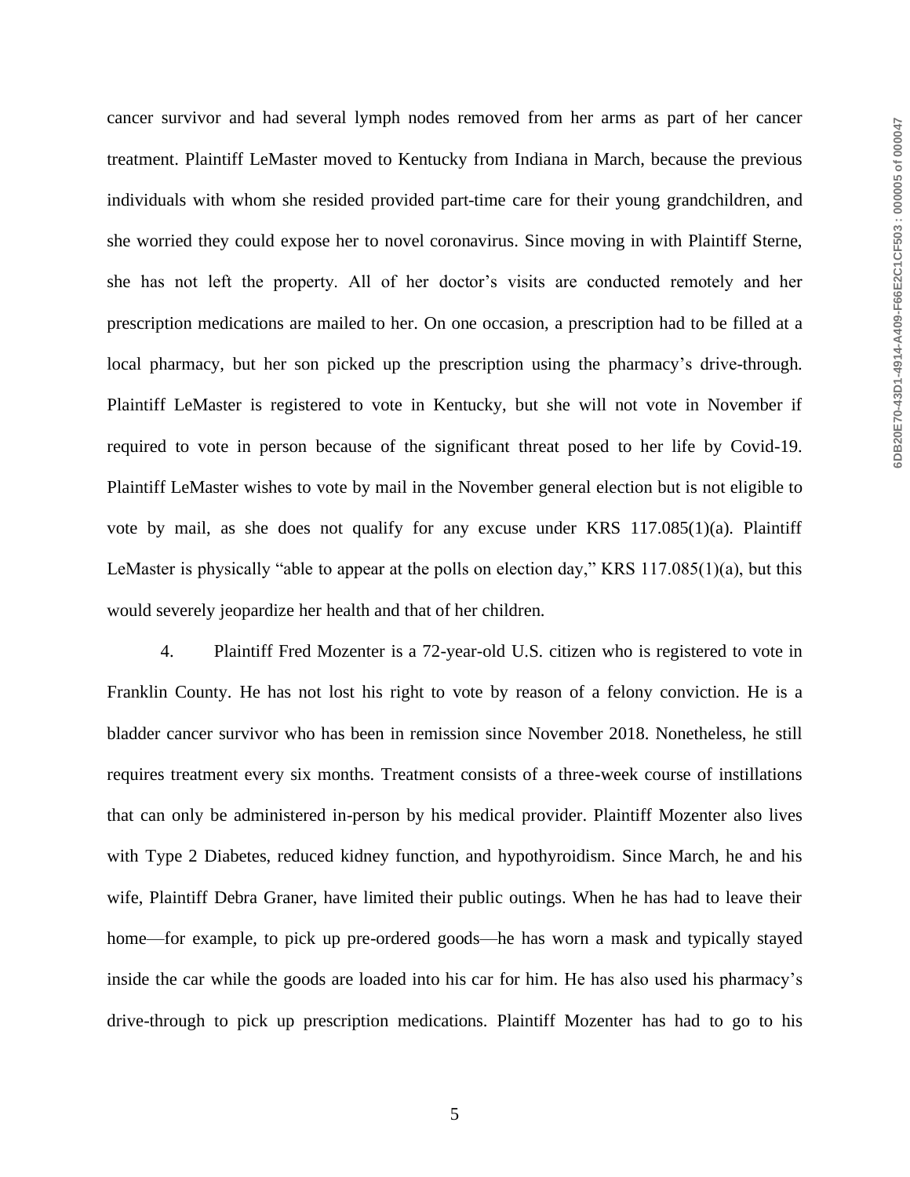cancer survivor and had several lymph nodes removed from her arms as part of her cancer treatment. Plaintiff LeMaster moved to Kentucky from Indiana in March, because the previous individuals with whom she resided provided part-time care for their young grandchildren, and she worried they could expose her to novel coronavirus. Since moving in with Plaintiff Sterne, she has not left the property. All of her doctor's visits are conducted remotely and her prescription medications are mailed to her. On one occasion, a prescription had to be filled at a local pharmacy, but her son picked up the prescription using the pharmacy's drive-through. Plaintiff LeMaster is registered to vote in Kentucky, but she will not vote in November if required to vote in person because of the significant threat posed to her life by Covid-19. Plaintiff LeMaster wishes to vote by mail in the November general election but is not eligible to vote by mail, as she does not qualify for any excuse under KRS 117.085(1)(a). Plaintiff LeMaster is physically "able to appear at the polls on election day," KRS 117.085(1)(a), but this would severely jeopardize her health and that of her children.

4. Plaintiff Fred Mozenter is a 72-year-old U.S. citizen who is registered to vote in Franklin County. He has not lost his right to vote by reason of a felony conviction. He is a bladder cancer survivor who has been in remission since November 2018. Nonetheless, he still requires treatment every six months. Treatment consists of a three-week course of instillations that can only be administered in-person by his medical provider. Plaintiff Mozenter also lives with Type 2 Diabetes, reduced kidney function, and hypothyroidism. Since March, he and his wife, Plaintiff Debra Graner, have limited their public outings. When he has had to leave their home—for example, to pick up pre-ordered goods—he has worn a mask and typically stayed inside the car while the goods are loaded into his car for him. He has also used his pharmacy's drive-through to pick up prescription medications. Plaintiff Mozenter has had to go to his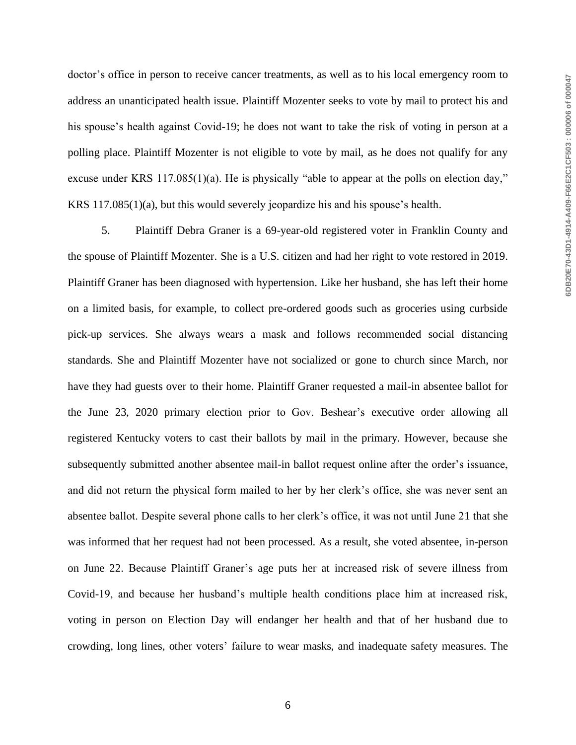doctor's office in person to receive cancer treatments, as well as to his local emergency room to address an unanticipated health issue. Plaintiff Mozenter seeks to vote by mail to protect his and his spouse's health against Covid-19; he does not want to take the risk of voting in person at a polling place. Plaintiff Mozenter is not eligible to vote by mail, as he does not qualify for any excuse under KRS 117.085(1)(a). He is physically "able to appear at the polls on election day," KRS 117.085(1)(a), but this would severely jeopardize his and his spouse's health.

5. Plaintiff Debra Graner is a 69-year-old registered voter in Franklin County and the spouse of Plaintiff Mozenter. She is a U.S. citizen and had her right to vote restored in 2019. Plaintiff Graner has been diagnosed with hypertension. Like her husband, she has left their home on a limited basis, for example, to collect pre-ordered goods such as groceries using curbside pick-up services. She always wears a mask and follows recommended social distancing standards. She and Plaintiff Mozenter have not socialized or gone to church since March, nor have they had guests over to their home. Plaintiff Graner requested a mail-in absentee ballot for the June 23, 2020 primary election prior to Gov. Beshear's executive order allowing all registered Kentucky voters to cast their ballots by mail in the primary. However, because she subsequently submitted another absentee mail-in ballot request online after the order's issuance, and did not return the physical form mailed to her by her clerk's office, she was never sent an absentee ballot. Despite several phone calls to her clerk's office, it was not until June 21 that she was informed that her request had not been processed. As a result, she voted absentee, in-person on June 22. Because Plaintiff Graner's age puts her at increased risk of severe illness from Covid-19, and because her husband's multiple health conditions place him at increased risk, voting in person on Election Day will endanger her health and that of her husband due to crowding, long lines, other voters' failure to wear masks, and inadequate safety measures. The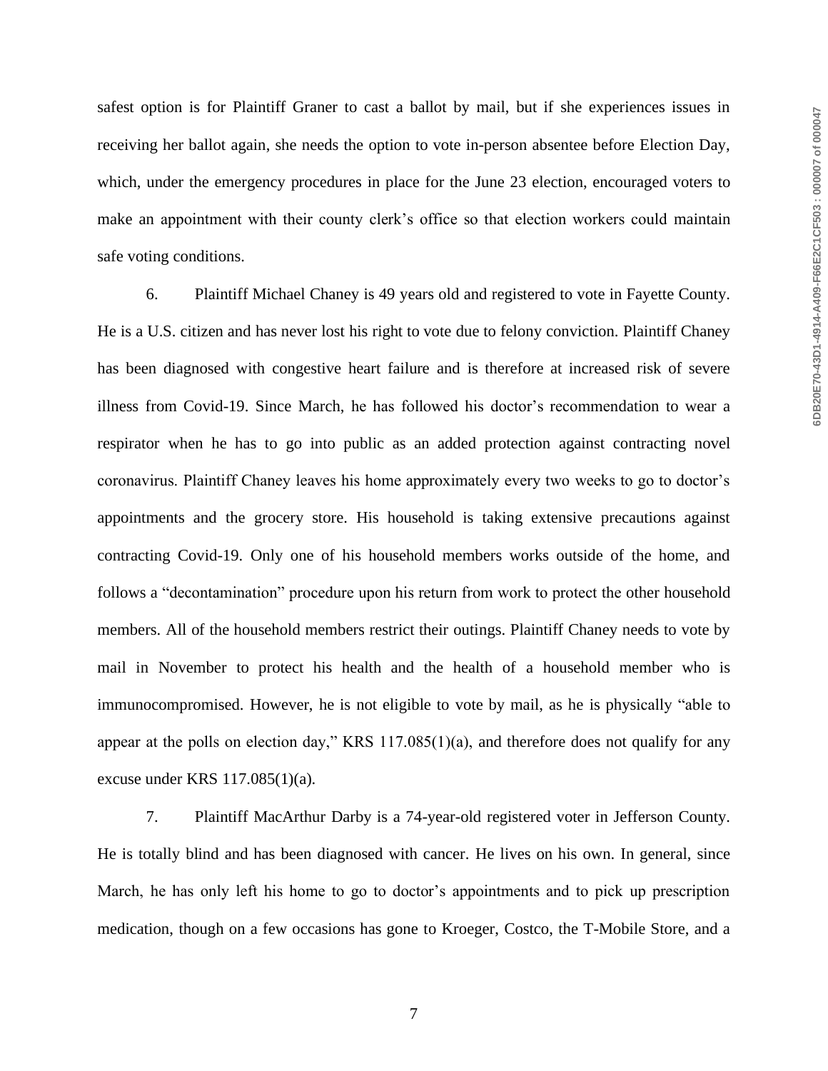safest option is for Plaintiff Graner to cast a ballot by mail, but if she experiences issues in receiving her ballot again, she needs the option to vote in-person absentee before Election Day, which, under the emergency procedures in place for the June 23 election, encouraged voters to make an appointment with their county clerk's office so that election workers could maintain safe voting conditions.

6. Plaintiff Michael Chaney is 49 years old and registered to vote in Fayette County. He is a U.S. citizen and has never lost his right to vote due to felony conviction. Plaintiff Chaney has been diagnosed with congestive heart failure and is therefore at increased risk of severe illness from Covid-19. Since March, he has followed his doctor's recommendation to wear a respirator when he has to go into public as an added protection against contracting novel coronavirus. Plaintiff Chaney leaves his home approximately every two weeks to go to doctor's appointments and the grocery store. His household is taking extensive precautions against contracting Covid-19. Only one of his household members works outside of the home, and follows a "decontamination" procedure upon his return from work to protect the other household members. All of the household members restrict their outings. Plaintiff Chaney needs to vote by mail in November to protect his health and the health of a household member who is immunocompromised. However, he is not eligible to vote by mail, as he is physically "able to appear at the polls on election day," KRS 117.085(1)(a), and therefore does not qualify for any excuse under KRS 117.085(1)(a).

7. Plaintiff MacArthur Darby is a 74-year-old registered voter in Jefferson County. He is totally blind and has been diagnosed with cancer. He lives on his own. In general, since March, he has only left his home to go to doctor's appointments and to pick up prescription medication, though on a few occasions has gone to Kroeger, Costco, the T-Mobile Store, and a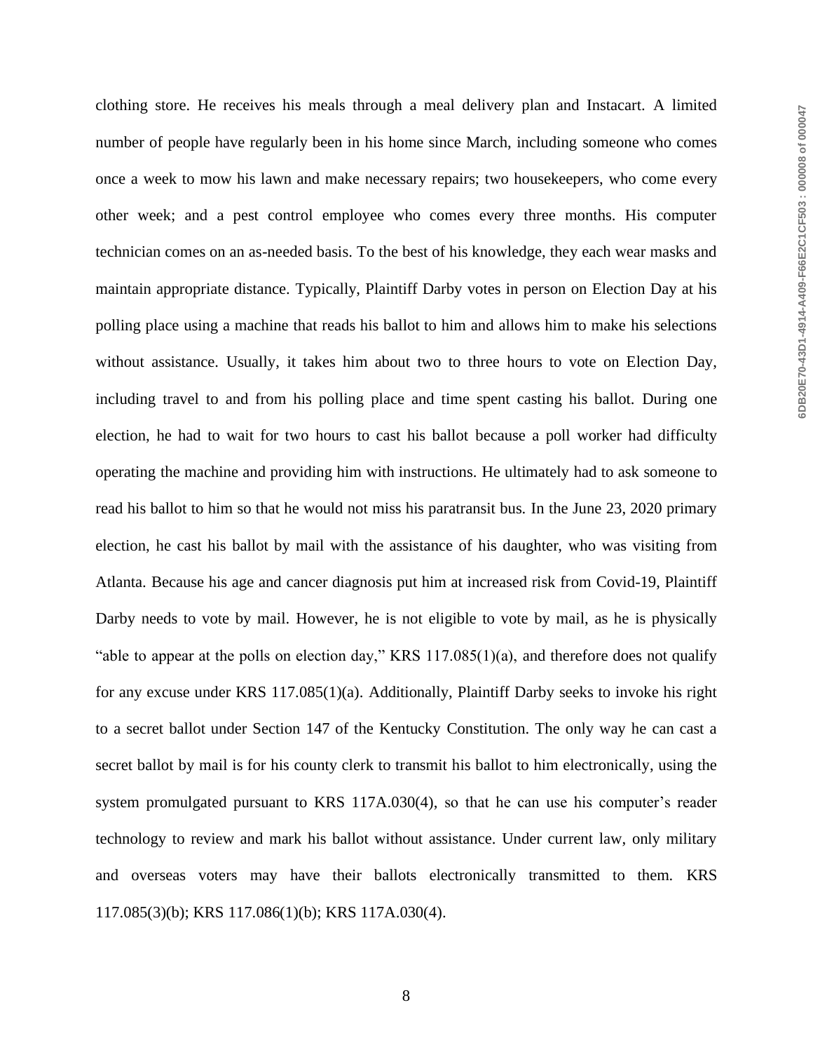clothing store. He receives his meals through a meal delivery plan and Instacart. A limited number of people have regularly been in his home since March, including someone who comes once a week to mow his lawn and make necessary repairs; two housekeepers, who come every other week; and a pest control employee who comes every three months. His computer technician comes on an as-needed basis. To the best of his knowledge, they each wear masks and maintain appropriate distance. Typically, Plaintiff Darby votes in person on Election Day at his polling place using a machine that reads his ballot to him and allows him to make his selections without assistance. Usually, it takes him about two to three hours to vote on Election Day, including travel to and from his polling place and time spent casting his ballot. During one election, he had to wait for two hours to cast his ballot because a poll worker had difficulty operating the machine and providing him with instructions. He ultimately had to ask someone to read his ballot to him so that he would not miss his paratransit bus. In the June 23, 2020 primary election, he cast his ballot by mail with the assistance of his daughter, who was visiting from Atlanta. Because his age and cancer diagnosis put him at increased risk from Covid-19, Plaintiff Darby needs to vote by mail. However, he is not eligible to vote by mail, as he is physically "able to appear at the polls on election day," KRS 117.085(1)(a), and therefore does not qualify for any excuse under KRS 117.085(1)(a). Additionally, Plaintiff Darby seeks to invoke his right to a secret ballot under Section 147 of the Kentucky Constitution. The only way he can cast a secret ballot by mail is for his county clerk to transmit his ballot to him electronically, using the system promulgated pursuant to KRS 117A.030(4), so that he can use his computer's reader technology to review and mark his ballot without assistance. Under current law, only military and overseas voters may have their ballots electronically transmitted to them. KRS 117.085(3)(b); KRS 117.086(1)(b); KRS 117A.030(4).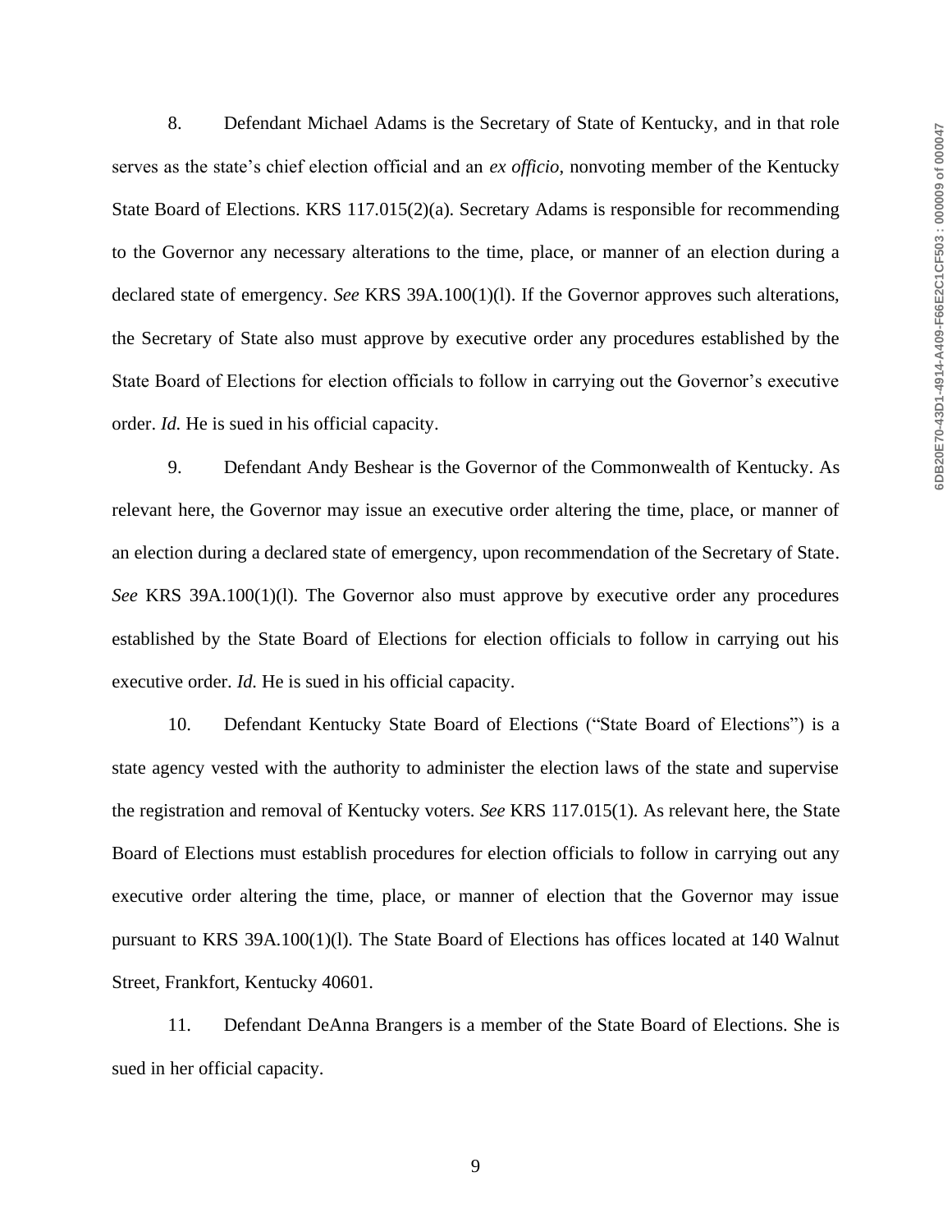8. Defendant Michael Adams is the Secretary of State of Kentucky, and in that role serves as the state's chief election official and an *ex officio*, nonvoting member of the Kentucky State Board of Elections. KRS 117.015(2)(a). Secretary Adams is responsible for recommending to the Governor any necessary alterations to the time, place, or manner of an election during a declared state of emergency. *See* KRS 39A.100(1)(l). If the Governor approves such alterations, the Secretary of State also must approve by executive order any procedures established by the State Board of Elections for election officials to follow in carrying out the Governor's executive order. *Id.* He is sued in his official capacity.

9. Defendant Andy Beshear is the Governor of the Commonwealth of Kentucky. As relevant here, the Governor may issue an executive order altering the time, place, or manner of an election during a declared state of emergency, upon recommendation of the Secretary of State. *See* KRS 39A.100(1)(l). The Governor also must approve by executive order any procedures established by the State Board of Elections for election officials to follow in carrying out his executive order. *Id.* He is sued in his official capacity.

10. Defendant Kentucky State Board of Elections ("State Board of Elections") is a state agency vested with the authority to administer the election laws of the state and supervise the registration and removal of Kentucky voters. *See* KRS 117.015(1). As relevant here, the State Board of Elections must establish procedures for election officials to follow in carrying out any executive order altering the time, place, or manner of election that the Governor may issue pursuant to KRS 39A.100(1)(l). The State Board of Elections has offices located at 140 Walnut Street, Frankfort, Kentucky 40601.

11. Defendant DeAnna Brangers is a member of the State Board of Elections. She is sued in her official capacity.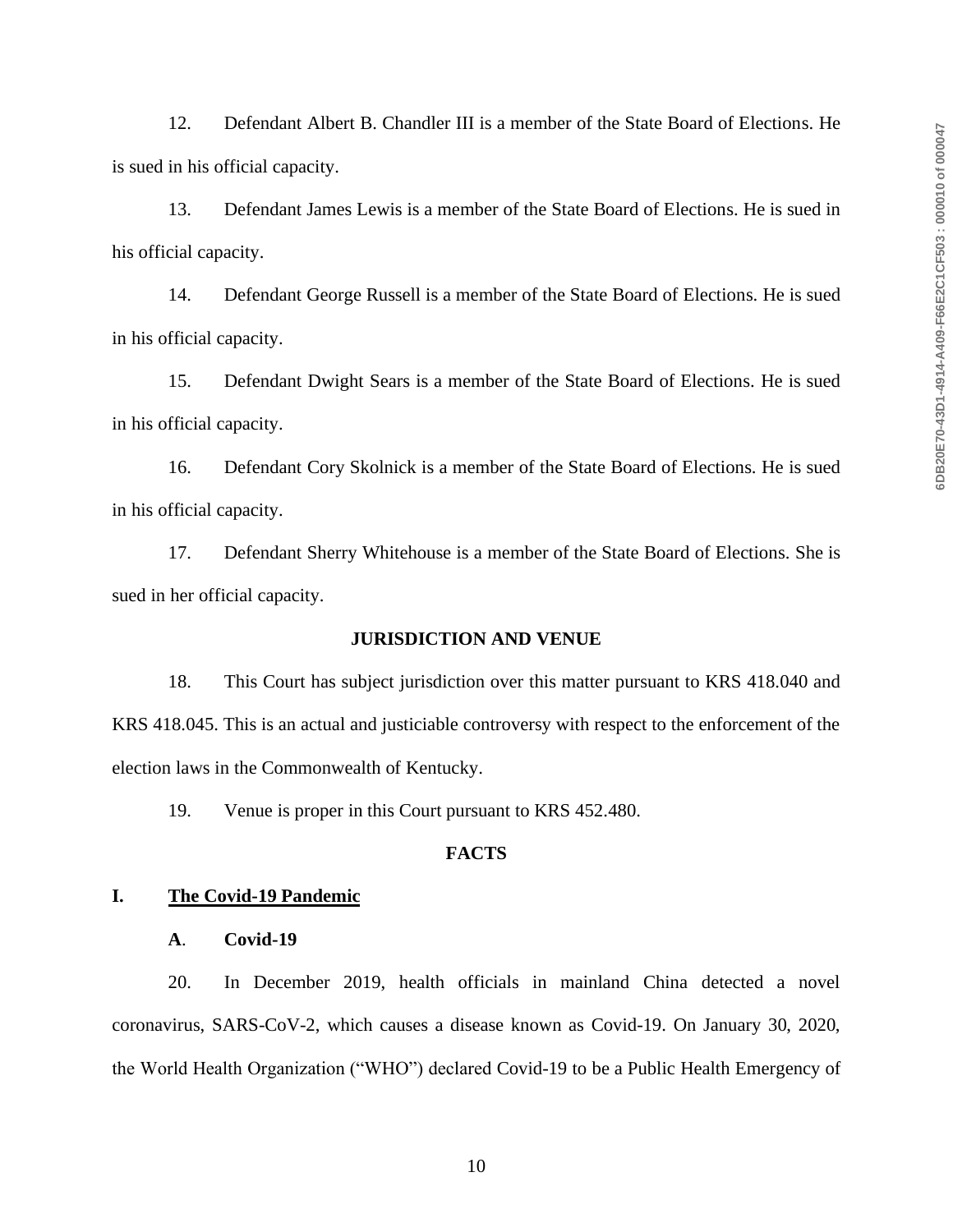12. Defendant Albert B. Chandler III is a member of the State Board of Elections. He is sued in his official capacity.

13. Defendant James Lewis is a member of the State Board of Elections. He is sued in his official capacity.

14. Defendant George Russell is a member of the State Board of Elections. He is sued in his official capacity.

15. Defendant Dwight Sears is a member of the State Board of Elections. He is sued in his official capacity.

16. Defendant Cory Skolnick is a member of the State Board of Elections. He is sued in his official capacity.

17. Defendant Sherry Whitehouse is a member of the State Board of Elections. She is sued in her official capacity.

## JURISDICTION AND VENUE

18. This Court has subject jurisdiction over this matter pursuant to KRS 418.040 and KRS 418.045. This is an actual and justiciable controversy with respect to the enforcement of the election laws in the Commonwealth of Kentucky.

19. Venue is proper in this Court pursuant to KRS 452.480.

## FACTS

### I. The Covid-19 Pandemic

#### A. Covid-19

20. In December 2019, health officials in mainland China detected a novel coronavirus, SARS-CoV-2, which causes a disease known as Covid-19. On January 30, 2020, the World Health Organization ("WHO") declared Covid-19 to be a Public Health Emergency of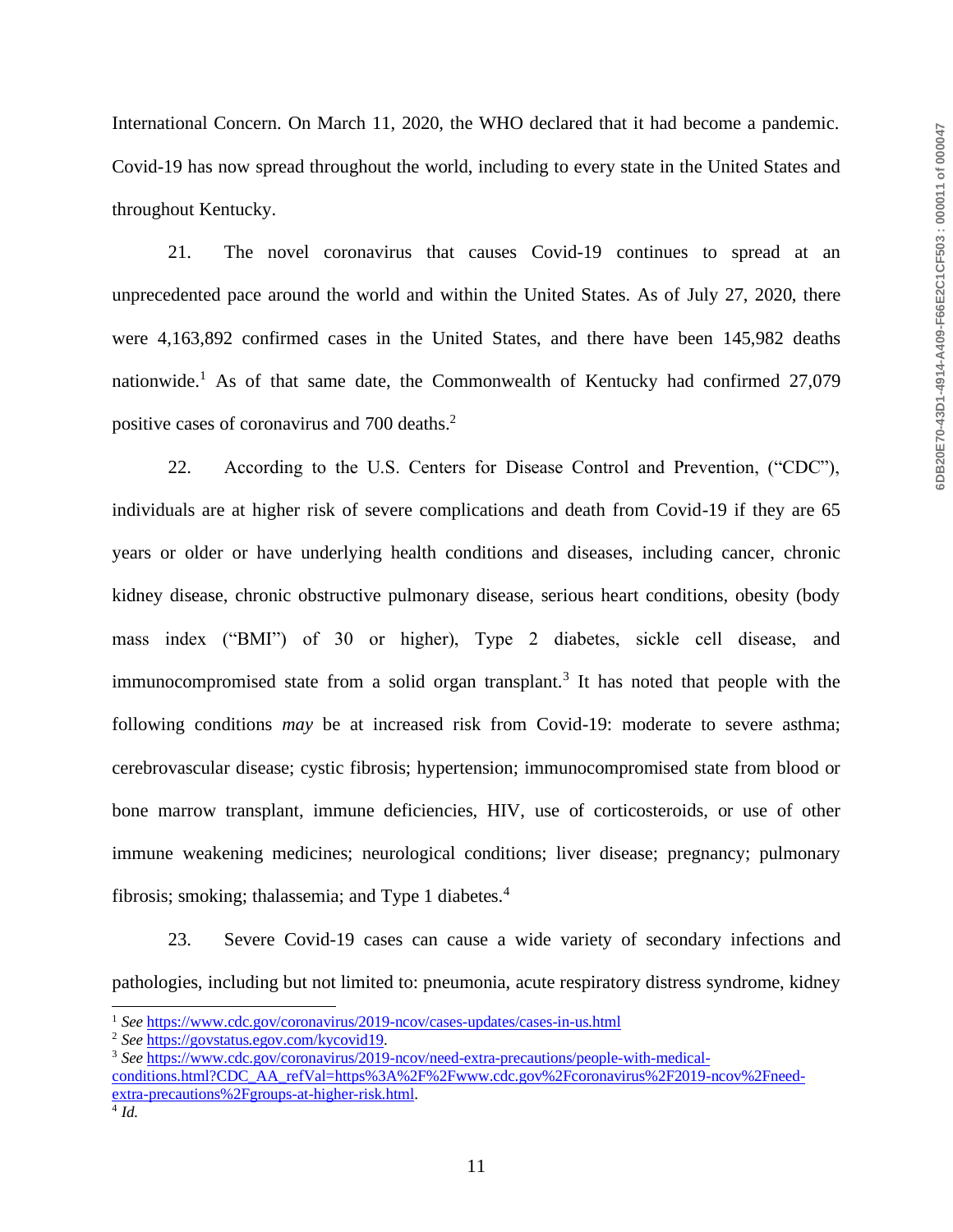International Concern. On March 11, 2020, the WHO declared that it had become a pandemic. Covid-19 has now spread throughout the world, including to every state in the United States and throughout Kentucky.

21. The novel coronavirus that causes Covid-19 continues to spread at an unprecedented pace around the world and within the United States. As of July 27, 2020, there were 4,163,892 confirmed cases in the United States, and there have been 145,982 deaths nationwide.[1] As of that same date, the Commonwealth of Kentucky had confirmed 27,079 positive cases of coronavirus and 700 deaths.[2]

22. According to the U.S. Centers for Disease Control and Prevention, ("CDC"), individuals are at higher risk of severe complications and death from Covid-19 if they are 65 years or older or have underlying health conditions and diseases, including cancer, chronic kidney disease, chronic obstructive pulmonary disease, serious heart conditions, obesity (body mass index ("BMI") of 30 or higher), Type 2 diabetes, sickle cell disease, and immunocompromised state from a solid organ transplant.[3] It has noted that people with the following conditions *may* be at increased risk from Covid-19: moderate to severe asthma; cerebrovascular disease; cystic fibrosis; hypertension; immunocompromised state from blood or bone marrow transplant, immune deficiencies, HIV, use of corticosteroids, or use of other immune weakening medicines; neurological conditions; liver disease; pregnancy; pulmonary fibrosis; smoking; thalassemia; and Type 1 diabetes.[4]

23. Severe Covid-19 cases can cause a wide variety of secondary infections and pathologies, including but not limited to: pneumonia, acute respiratory distress syndrome, kidney

---

[1] *See* https://www.cdc.gov/coronavirus/2019-ncov/cases-updates/cases-in-us.html

[2] *See* https://govstatus.egov.com/kycovid19.

[3] *See* https://www.cdc.gov/coronavirus/2019-ncov/need-extra-precautions/people-with-medical-conditions.html?CDC_AA_refVal=https%3A%2F%2Fwww.cdc.gov%2Fcoronavirus%2F2019-ncov%2Fneed-extra-precautions%2Fgroups-at-higher-risk.html.

[4] *Id.*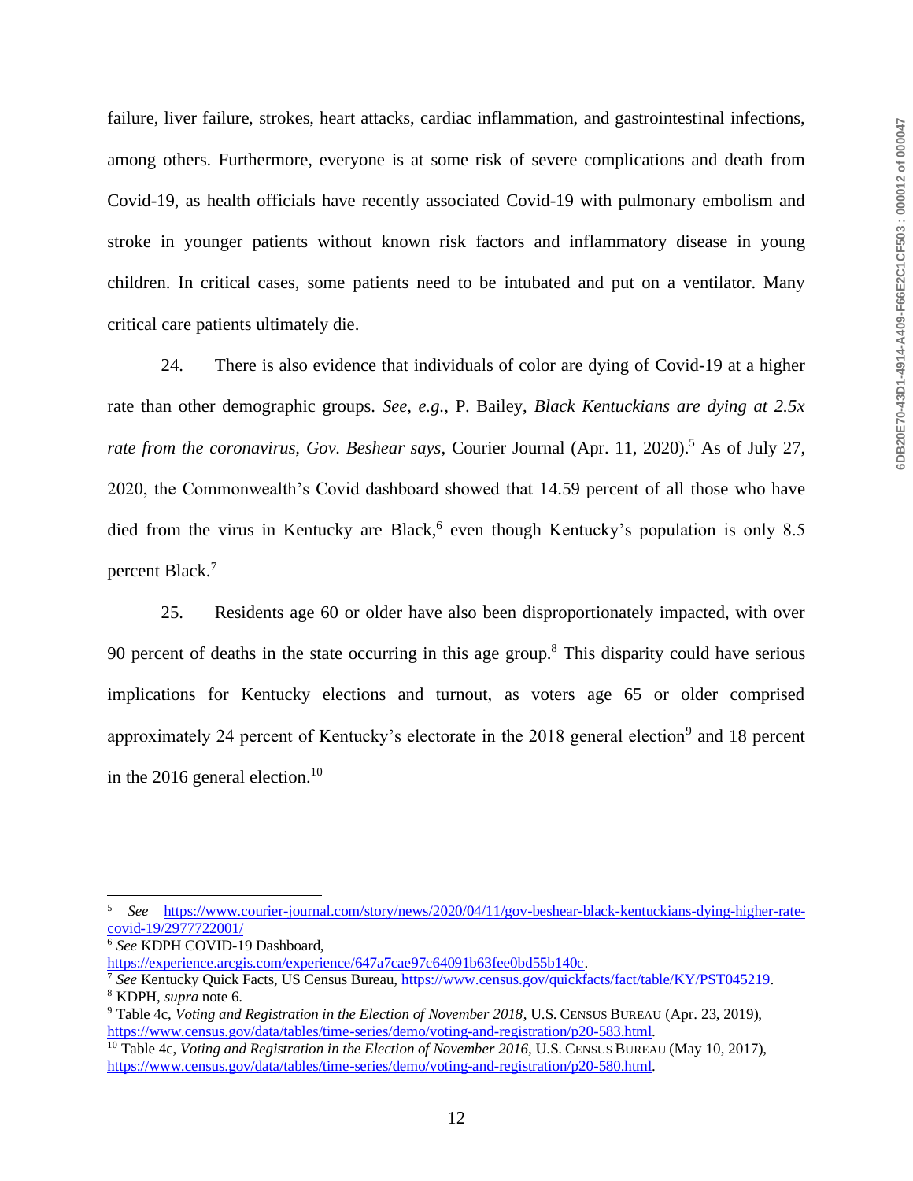failure, liver failure, strokes, heart attacks, cardiac inflammation, and gastrointestinal infections, among others. Furthermore, everyone is at some risk of severe complications and death from Covid-19, as health officials have recently associated Covid-19 with pulmonary embolism and stroke in younger patients without known risk factors and inflammatory disease in young children. In critical cases, some patients need to be intubated and put on a ventilator. Many critical care patients ultimately die.

24. There is also evidence that individuals of color are dying of Covid-19 at a higher rate than other demographic groups. *See, e.g.*, P. Bailey, *Black Kentuckians are dying at 2.5x rate from the coronavirus, Gov. Beshear says*, Courier Journal (Apr. 11, 2020).[5] As of July 27, 2020, the Commonwealth's Covid dashboard showed that 14.59 percent of all those who have died from the virus in Kentucky are Black,[6] even though Kentucky's population is only 8.5 percent Black.[7]

25. Residents age 60 or older have also been disproportionately impacted, with over 90 percent of deaths in the state occurring in this age group.[8] This disparity could have serious implications for Kentucky elections and turnout, as voters age 65 or older comprised approximately 24 percent of Kentucky's electorate in the 2018 general election[9] and 18 percent in the 2016 general election.[10]

---

[5] *See* https://www.courier-journal.com/story/news/2020/04/11/gov-beshear-black-kentuckians-dying-higher-rate-covid-19/2977722001/

[6] *See* KDPH COVID-19 Dashboard, https://experience.arcgis.com/experience/647a7cae97c64091b63fee0bd55b140c.

[7] *See* Kentucky Quick Facts, US Census Bureau, https://www.census.gov/quickfacts/fact/table/KY/PST045219.

[8] KDPH, *supra* note 6.

[9] Table 4c, *Voting and Registration in the Election of November 2018*, U.S. CENSUS BUREAU (Apr. 23, 2019), https://www.census.gov/data/tables/time-series/demo/voting-and-registration/p20-583.html.

[10] Table 4c, *Voting and Registration in the Election of November 2016*, U.S. CENSUS BUREAU (May 10, 2017), https://www.census.gov/data/tables/time-series/demo/voting-and-registration/p20-580.html.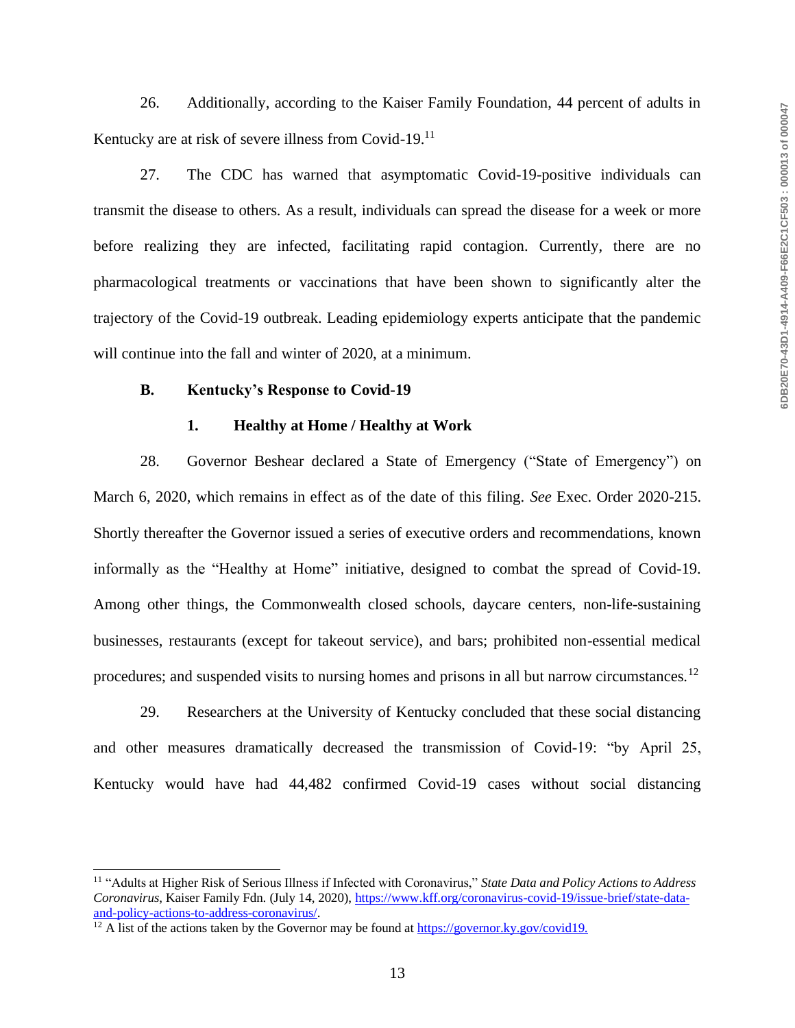26. Additionally, according to the Kaiser Family Foundation, 44 percent of adults in Kentucky are at risk of severe illness from Covid-19.[11]

27. The CDC has warned that asymptomatic Covid-19-positive individuals can transmit the disease to others. As a result, individuals can spread the disease for a week or more before realizing they are infected, facilitating rapid contagion. Currently, there are no pharmacological treatments or vaccinations that have been shown to significantly alter the trajectory of the Covid-19 outbreak. Leading epidemiology experts anticipate that the pandemic will continue into the fall and winter of 2020, at a minimum.

### B. Kentucky's Response to Covid-19

#### 1. Healthy at Home / Healthy at Work

28. Governor Beshear declared a State of Emergency ("State of Emergency") on March 6, 2020, which remains in effect as of the date of this filing. *See* Exec. Order 2020-215. Shortly thereafter the Governor issued a series of executive orders and recommendations, known informally as the "Healthy at Home" initiative, designed to combat the spread of Covid-19. Among other things, the Commonwealth closed schools, daycare centers, non-life-sustaining businesses, restaurants (except for takeout service), and bars; prohibited non-essential medical procedures; and suspended visits to nursing homes and prisons in all but narrow circumstances.[12]

29. Researchers at the University of Kentucky concluded that these social distancing and other measures dramatically decreased the transmission of Covid-19: "by April 25, Kentucky would have had 44,482 confirmed Covid-19 cases without social distancing

---

[11] "Adults at Higher Risk of Serious Illness if Infected with Coronavirus," *State Data and Policy Actions to Address Coronavirus*, Kaiser Family Fdn. (July 14, 2020), https://www.kff.org/coronavirus-covid-19/issue-brief/state-data-and-policy-actions-to-address-coronavirus/.

[12] A list of the actions taken by the Governor may be found at https://governor.ky.gov/covid19.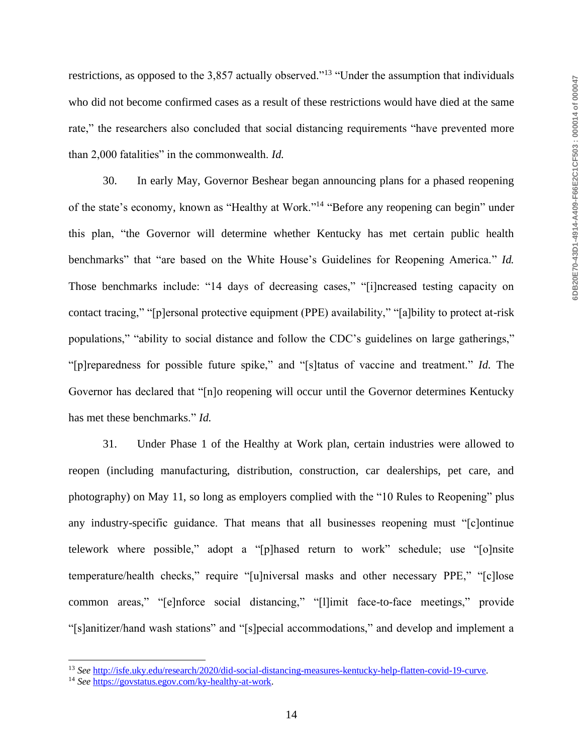restrictions, as opposed to the 3,857 actually observed."[13] "Under the assumption that individuals who did not become confirmed cases as a result of these restrictions would have died at the same rate," the researchers also concluded that social distancing requirements "have prevented more than 2,000 fatalities" in the commonwealth. *Id.*

30. In early May, Governor Beshear began announcing plans for a phased reopening of the state's economy, known as "Healthy at Work."[14] "Before any reopening can begin" under this plan, "the Governor will determine whether Kentucky has met certain public health benchmarks" that "are based on the White House's Guidelines for Reopening America." *Id.* Those benchmarks include: "14 days of decreasing cases," "[i]ncreased testing capacity on contact tracing," "[p]ersonal protective equipment (PPE) availability," "[a]bility to protect at-risk populations," "ability to social distance and follow the CDC's guidelines on large gatherings," "[p]reparedness for possible future spike," and "[s]tatus of vaccine and treatment." *Id.* The Governor has declared that "[n]o reopening will occur until the Governor determines Kentucky has met these benchmarks." *Id.*

31. Under Phase 1 of the Healthy at Work plan, certain industries were allowed to reopen (including manufacturing, distribution, construction, car dealerships, pet care, and photography) on May 11, so long as employers complied with the "10 Rules to Reopening" plus any industry-specific guidance. That means that all businesses reopening must "[c]ontinue telework where possible," adopt a "[p]hased return to work" schedule; use "[o]nsite temperature/health checks," require "[u]niversal masks and other necessary PPE," "[c]lose common areas," "[e]nforce social distancing," "[l]imit face-to-face meetings," provide "[s]anitizer/hand wash stations" and "[s]pecial accommodations," and develop and implement a

---

[13] *See* http://isfe.uky.edu/research/2020/did-social-distancing-measures-kentucky-help-flatten-covid-19-curve.

[14] *See* https://govstatus.egov.com/ky-healthy-at-work.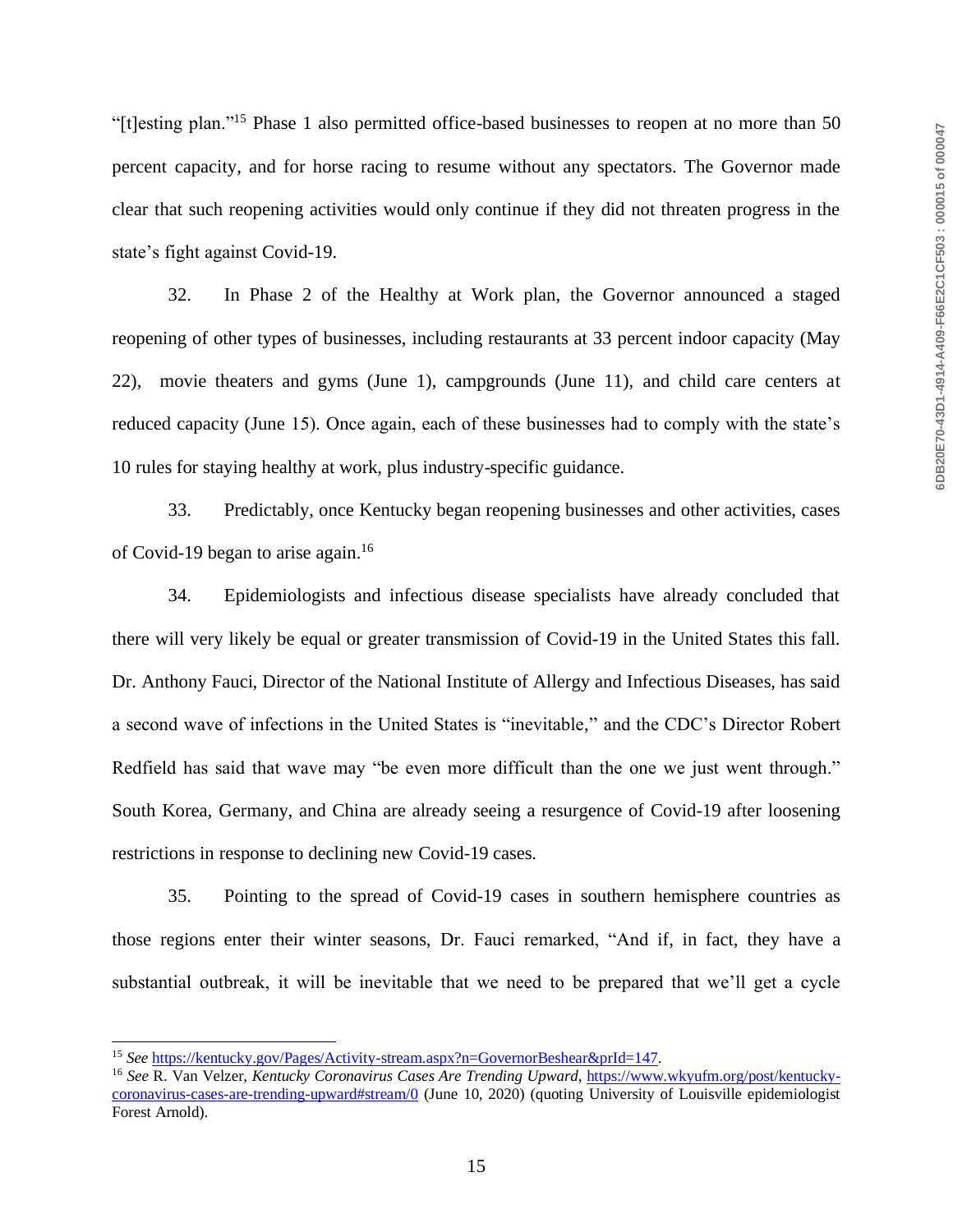"[t]esting plan."[15] Phase 1 also permitted office-based businesses to reopen at no more than 50 percent capacity, and for horse racing to resume without any spectators. The Governor made clear that such reopening activities would only continue if they did not threaten progress in the state's fight against Covid-19.

32. In Phase 2 of the Healthy at Work plan, the Governor announced a staged reopening of other types of businesses, including restaurants at 33 percent indoor capacity (May 22), movie theaters and gyms (June 1), campgrounds (June 11), and child care centers at reduced capacity (June 15). Once again, each of these businesses had to comply with the state's 10 rules for staying healthy at work, plus industry-specific guidance.

33. Predictably, once Kentucky began reopening businesses and other activities, cases of Covid-19 began to arise again.[16]

34. Epidemiologists and infectious disease specialists have already concluded that there will very likely be equal or greater transmission of Covid-19 in the United States this fall. Dr. Anthony Fauci, Director of the National Institute of Allergy and Infectious Diseases, has said a second wave of infections in the United States is "inevitable," and the CDC's Director Robert Redfield has said that wave may "be even more difficult than the one we just went through." South Korea, Germany, and China are already seeing a resurgence of Covid-19 after loosening restrictions in response to declining new Covid-19 cases.

35. Pointing to the spread of Covid-19 cases in southern hemisphere countries as those regions enter their winter seasons, Dr. Fauci remarked, "And if, in fact, they have a substantial outbreak, it will be inevitable that we need to be prepared that we'll get a cycle

---

[15] *See* https://kentucky.gov/Pages/Activity-stream.aspx?n=GovernorBeshear&prId=147.

[16] *See* R. Van Velzer, *Kentucky Coronavirus Cases Are Trending Upward*, https://www.wkyufm.org/post/kentucky-coronavirus-cases-are-trending-upward#stream/0 (June 10, 2020) (quoting University of Louisville epidemiologist Forest Arnold).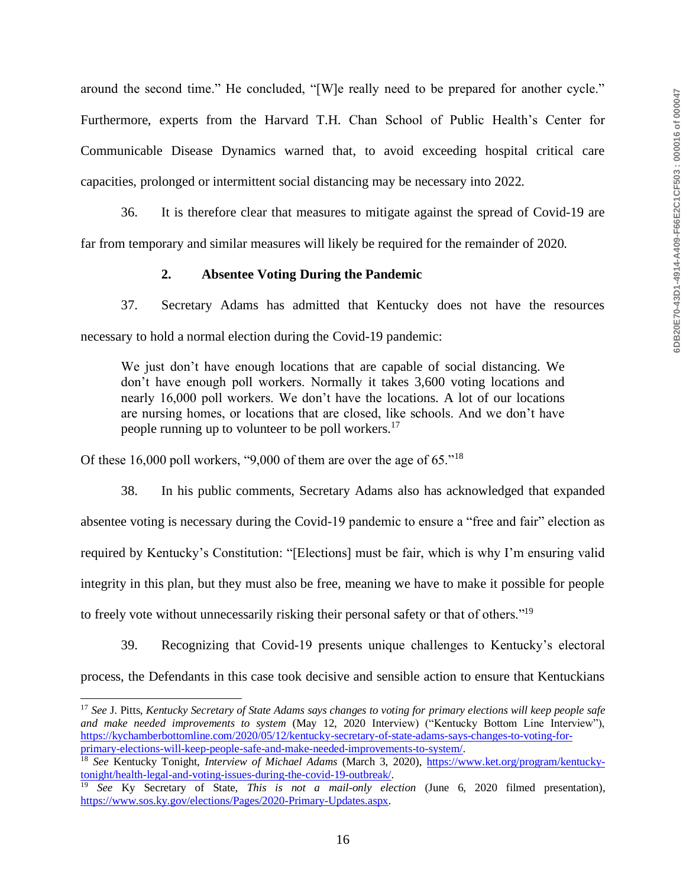around the second time." He concluded, "[W]e really need to be prepared for another cycle." Furthermore, experts from the Harvard T.H. Chan School of Public Health's Center for Communicable Disease Dynamics warned that, to avoid exceeding hospital critical care capacities, prolonged or intermittent social distancing may be necessary into 2022.

36. It is therefore clear that measures to mitigate against the spread of Covid-19 are far from temporary and similar measures will likely be required for the remainder of 2020.

### 2. Absentee Voting During the Pandemic

37. Secretary Adams has admitted that Kentucky does not have the resources necessary to hold a normal election during the Covid-19 pandemic:

> We just don't have enough locations that are capable of social distancing. We don't have enough poll workers. Normally it takes 3,600 voting locations and nearly 16,000 poll workers. We don't have the locations. A lot of our locations are nursing homes, or locations that are closed, like schools. And we don't have people running up to volunteer to be poll workers.[17]

Of these 16,000 poll workers, "9,000 of them are over the age of 65."[18]

38. In his public comments, Secretary Adams also has acknowledged that expanded absentee voting is necessary during the Covid-19 pandemic to ensure a "free and fair" election as required by Kentucky's Constitution: "[Elections] must be fair, which is why I'm ensuring valid integrity in this plan, but they must also be free, meaning we have to make it possible for people to freely vote without unnecessarily risking their personal safety or that of others."[19]

39. Recognizing that Covid-19 presents unique challenges to Kentucky's electoral process, the Defendants in this case took decisive and sensible action to ensure that Kentuckians

---

[17] *See* J. Pitts, *Kentucky Secretary of State Adams says changes to voting for primary elections will keep people safe and make needed improvements to system* (May 12, 2020 Interview) ("Kentucky Bottom Line Interview"), https://kychamberbottomline.com/2020/05/12/kentucky-secretary-of-state-adams-says-changes-to-voting-for-primary-elections-will-keep-people-safe-and-make-needed-improvements-to-system/.

[18] *See* Kentucky Tonight, *Interview of Michael Adams* (March 3, 2020), https://www.ket.org/program/kentucky-tonight/health-legal-and-voting-issues-during-the-covid-19-outbreak/.

[19] *See* Ky Secretary of State, *This is not a mail-only election* (June 6, 2020 filmed presentation), https://www.sos.ky.gov/elections/Pages/2020-Primary-Updates.aspx.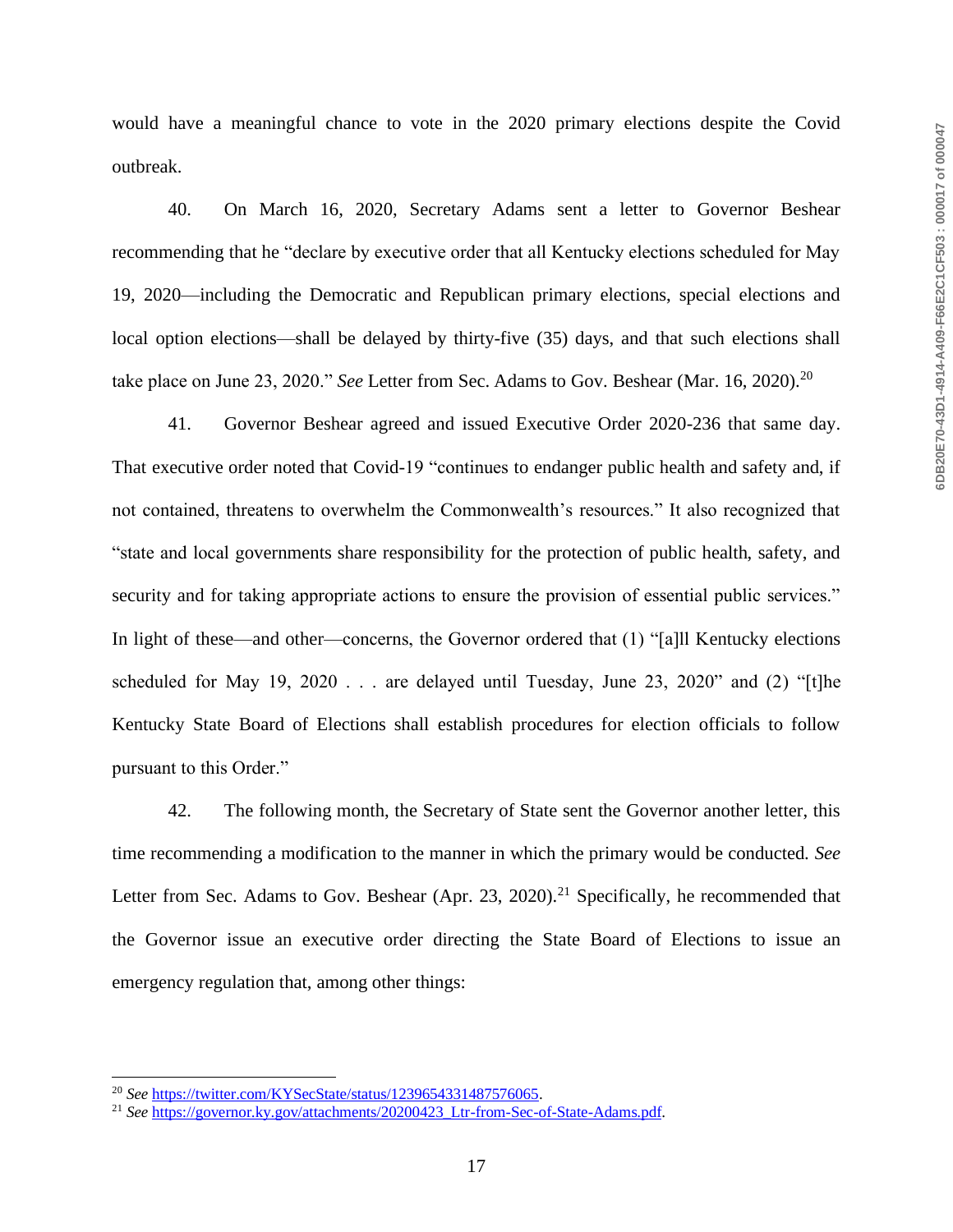would have a meaningful chance to vote in the 2020 primary elections despite the Covid outbreak.

40. On March 16, 2020, Secretary Adams sent a letter to Governor Beshear recommending that he "declare by executive order that all Kentucky elections scheduled for May 19, 2020—including the Democratic and Republican primary elections, special elections and local option elections—shall be delayed by thirty-five (35) days, and that such elections shall take place on June 23, 2020." *See* Letter from Sec. Adams to Gov. Beshear (Mar. 16, 2020).[20]

41. Governor Beshear agreed and issued Executive Order 2020-236 that same day. That executive order noted that Covid-19 "continues to endanger public health and safety and, if not contained, threatens to overwhelm the Commonwealth's resources." It also recognized that "state and local governments share responsibility for the protection of public health, safety, and security and for taking appropriate actions to ensure the provision of essential public services." In light of these—and other—concerns, the Governor ordered that (1) "[a]ll Kentucky elections scheduled for May 19, 2020 . . . are delayed until Tuesday, June 23, 2020" and (2) "[t]he Kentucky State Board of Elections shall establish procedures for election officials to follow pursuant to this Order."

42. The following month, the Secretary of State sent the Governor another letter, this time recommending a modification to the manner in which the primary would be conducted. *See* Letter from Sec. Adams to Gov. Beshear (Apr. 23, 2020).[21] Specifically, he recommended that the Governor issue an executive order directing the State Board of Elections to issue an emergency regulation that, among other things:

---

[20] *See* https://twitter.com/KYSecState/status/1239654331487576065.

[21] *See* https://governor.ky.gov/attachments/20200423_Ltr-from-Sec-of-State-Adams.pdf.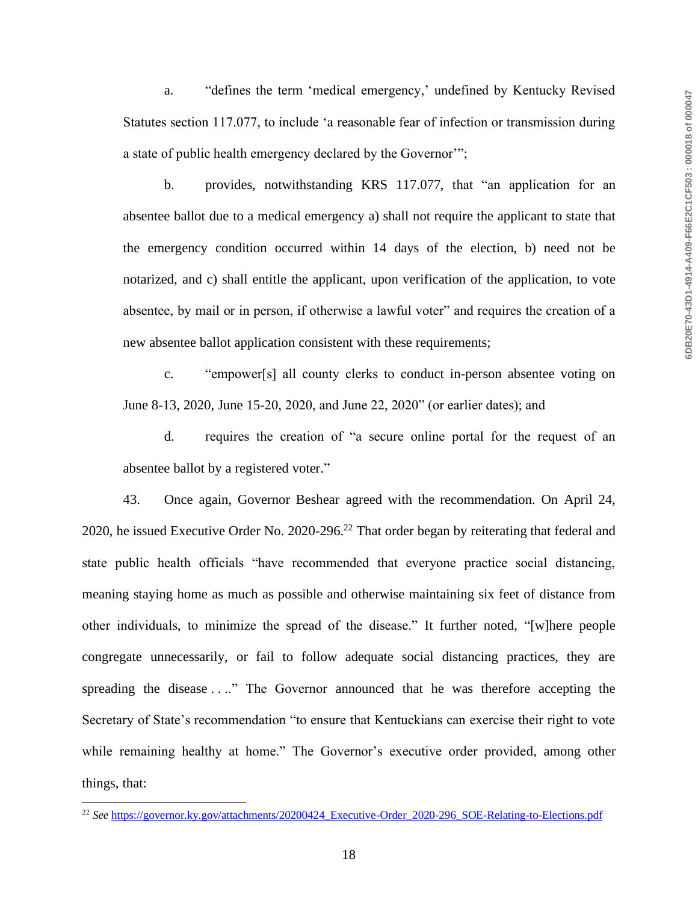a. “defines the term ‘medical emergency,’ undefined by Kentucky Revised Statutes section 117.077, to include ‘a reasonable fear of infection or transmission during a state of public health emergency declared by the Governor’”;

b. provides, notwithstanding KRS 117.077, that “an application for an absentee ballot due to a medical emergency a) shall not require the applicant to state that the emergency condition occurred within 14 days of the election, b) need not be notarized, and c) shall entitle the applicant, upon verification of the application, to vote absentee, by mail or in person, if otherwise a lawful voter” and requires the creation of a new absentee ballot application consistent with these requirements;

c. “empower[s] all county clerks to conduct in-person absentee voting on June 8-13, 2020, June 15-20, 2020, and June 22, 2020” (or earlier dates); and

d. requires the creation of “a secure online portal for the request of an absentee ballot by a registered voter.”

43. Once again, Governor Beshear agreed with the recommendation. On April 24, 2020, he issued Executive Order No. 2020-296.[22] That order began by reiterating that federal and state public health officials “have recommended that everyone practice social distancing, meaning staying home as much as possible and otherwise maintaining six feet of distance from other individuals, to minimize the spread of the disease.” It further noted, “[w]here people congregate unnecessarily, or fail to follow adequate social distancing practices, they are spreading the disease . . ..” The Governor announced that he was therefore accepting the Secretary of State’s recommendation “to ensure that Kentuckians can exercise their right to vote while remaining healthy at home.” The Governor’s executive order provided, among other things, that:

[22] *See* https://governor.ky.gov/attachments/20200424_Executive-Order_2020-296_SOE-Relating-to-Elections.pdf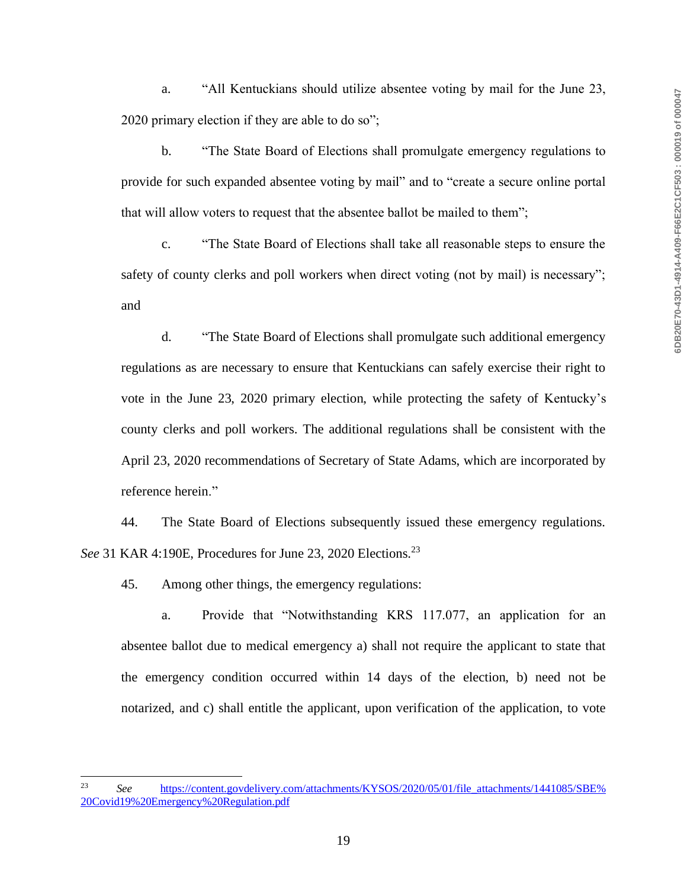a. "All Kentuckians should utilize absentee voting by mail for the June 23, 2020 primary election if they are able to do so";

b. "The State Board of Elections shall promulgate emergency regulations to provide for such expanded absentee voting by mail" and to "create a secure online portal that will allow voters to request that the absentee ballot be mailed to them";

c. "The State Board of Elections shall take all reasonable steps to ensure the safety of county clerks and poll workers when direct voting (not by mail) is necessary"; and

d. "The State Board of Elections shall promulgate such additional emergency regulations as are necessary to ensure that Kentuckians can safely exercise their right to vote in the June 23, 2020 primary election, while protecting the safety of Kentucky's county clerks and poll workers. The additional regulations shall be consistent with the April 23, 2020 recommendations of Secretary of State Adams, which are incorporated by reference herein."

44. The State Board of Elections subsequently issued these emergency regulations. *See* 31 KAR 4:190E, Procedures for June 23, 2020 Elections.[23]

45. Among other things, the emergency regulations:

a. Provide that "Notwithstanding KRS 117.077, an application for an absentee ballot due to medical emergency a) shall not require the applicant to state that the emergency condition occurred within 14 days of the election, b) need not be notarized, and c) shall entitle the applicant, upon verification of the application, to vote

---

[23] *See* https://content.govdelivery.com/attachments/KYSOS/2020/05/01/file_attachments/1441085/SBE%20Covid19%20Emergency%20Regulation.pdf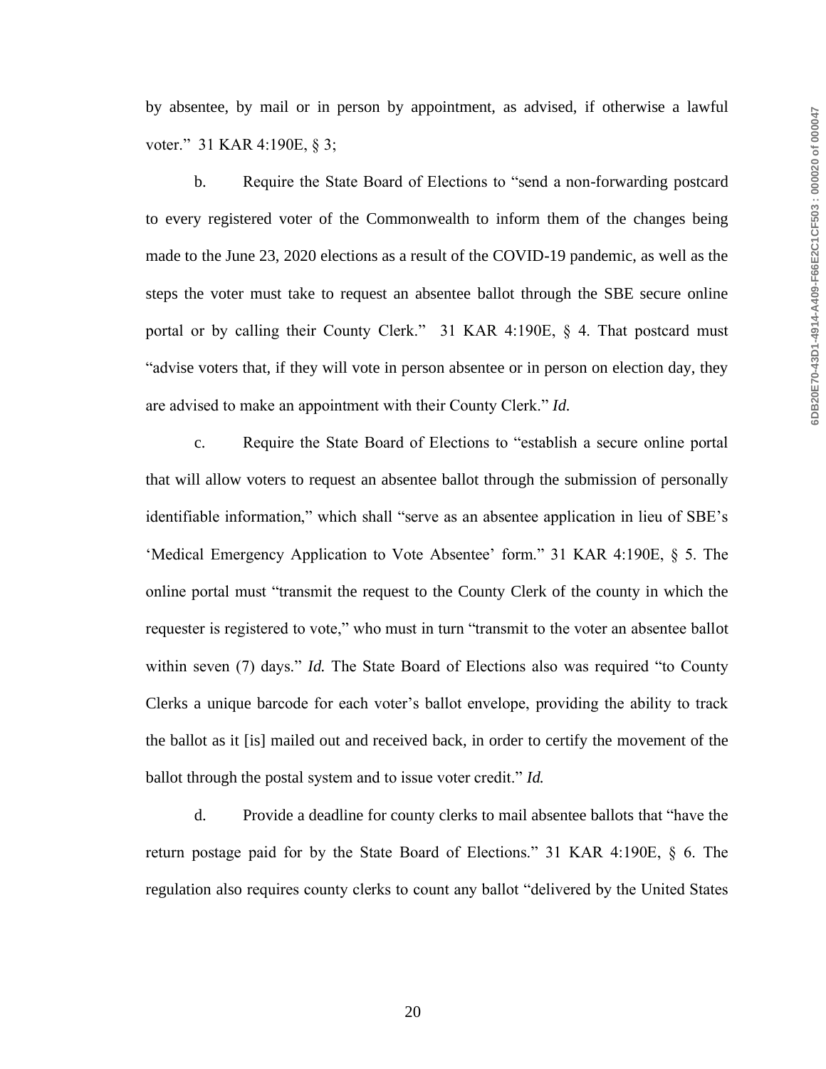by absentee, by mail or in person by appointment, as advised, if otherwise a lawful voter." 31 KAR 4:190E, § 3;

b. Require the State Board of Elections to "send a non-forwarding postcard to every registered voter of the Commonwealth to inform them of the changes being made to the June 23, 2020 elections as a result of the COVID-19 pandemic, as well as the steps the voter must take to request an absentee ballot through the SBE secure online portal or by calling their County Clerk." 31 KAR 4:190E, § 4. That postcard must "advise voters that, if they will vote in person absentee or in person on election day, they are advised to make an appointment with their County Clerk." *Id.*

c. Require the State Board of Elections to "establish a secure online portal that will allow voters to request an absentee ballot through the submission of personally identifiable information," which shall "serve as an absentee application in lieu of SBE's 'Medical Emergency Application to Vote Absentee' form." 31 KAR 4:190E, § 5. The online portal must "transmit the request to the County Clerk of the county in which the requester is registered to vote," who must in turn "transmit to the voter an absentee ballot within seven (7) days." *Id.* The State Board of Elections also was required "to County Clerks a unique barcode for each voter's ballot envelope, providing the ability to track the ballot as it [is] mailed out and received back, in order to certify the movement of the ballot through the postal system and to issue voter credit." *Id.*

d. Provide a deadline for county clerks to mail absentee ballots that "have the return postage paid for by the State Board of Elections." 31 KAR 4:190E, § 6. The regulation also requires county clerks to count any ballot "delivered by the United States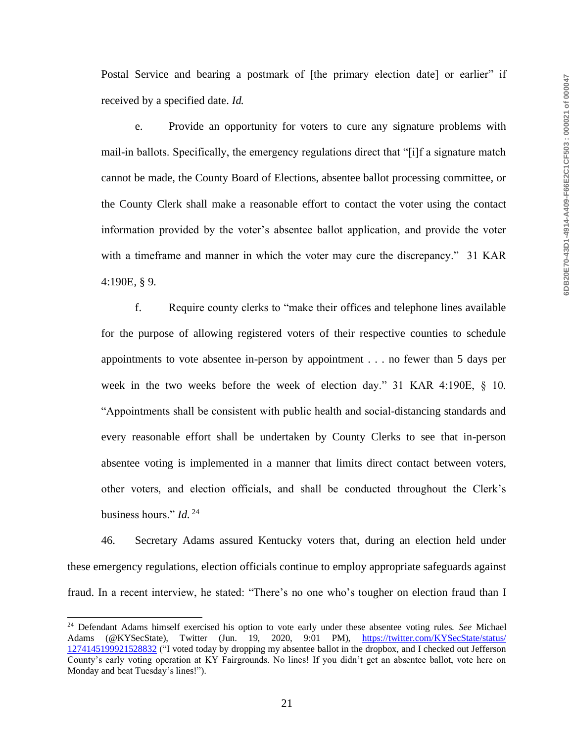Postal Service and bearing a postmark of [the primary election date] or earlier" if received by a specified date. *Id.*

e. Provide an opportunity for voters to cure any signature problems with mail-in ballots. Specifically, the emergency regulations direct that "[i]f a signature match cannot be made, the County Board of Elections, absentee ballot processing committee, or the County Clerk shall make a reasonable effort to contact the voter using the contact information provided by the voter's absentee ballot application, and provide the voter with a timeframe and manner in which the voter may cure the discrepancy." 31 KAR 4:190E, § 9.

f. Require county clerks to "make their offices and telephone lines available for the purpose of allowing registered voters of their respective counties to schedule appointments to vote absentee in-person by appointment . . . no fewer than 5 days per week in the two weeks before the week of election day." 31 KAR 4:190E, § 10. "Appointments shall be consistent with public health and social-distancing standards and every reasonable effort shall be undertaken by County Clerks to see that in-person absentee voting is implemented in a manner that limits direct contact between voters, other voters, and election officials, and shall be conducted throughout the Clerk's business hours." *Id.* [24]

46. Secretary Adams assured Kentucky voters that, during an election held under these emergency regulations, election officials continue to employ appropriate safeguards against fraud. In a recent interview, he stated: "There's no one who's tougher on election fraud than I

---

[24] Defendant Adams himself exercised his option to vote early under these absentee voting rules. *See* Michael Adams (@KYSecState), Twitter (Jun. 19, 2020, 9:01 PM), https://twitter.com/KYSecState/status/1274145199921528832 ("I voted today by dropping my absentee ballot in the dropbox, and I checked out Jefferson County's early voting operation at KY Fairgrounds. No lines! If you didn't get an absentee ballot, vote here on Monday and beat Tuesday's lines!").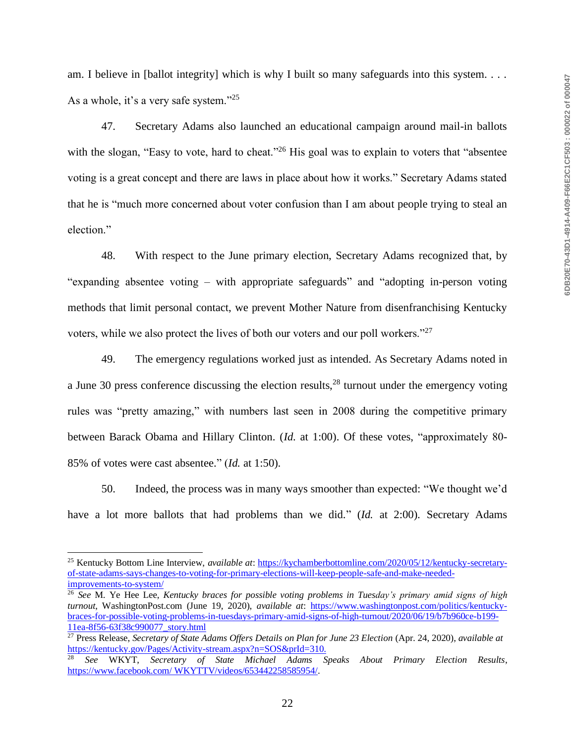am. I believe in [ballot integrity] which is why I built so many safeguards into this system. . . . As a whole, it's a very safe system."[25]

47. Secretary Adams also launched an educational campaign around mail-in ballots with the slogan, "Easy to vote, hard to cheat."[26] His goal was to explain to voters that "absentee voting is a great concept and there are laws in place about how it works." Secretary Adams stated that he is "much more concerned about voter confusion than I am about people trying to steal an election."

48. With respect to the June primary election, Secretary Adams recognized that, by "expanding absentee voting – with appropriate safeguards" and "adopting in-person voting methods that limit personal contact, we prevent Mother Nature from disenfranchising Kentucky voters, while we also protect the lives of both our voters and our poll workers."[27]

49. The emergency regulations worked just as intended. As Secretary Adams noted in a June 30 press conference discussing the election results,[28] turnout under the emergency voting rules was "pretty amazing," with numbers last seen in 2008 during the competitive primary between Barack Obama and Hillary Clinton. (*Id.* at 1:00). Of these votes, "approximately 80-85% of votes were cast absentee." (*Id.* at 1:50).

50. Indeed, the process was in many ways smoother than expected: "We thought we'd have a lot more ballots that had problems than we did." (*Id.* at 2:00). Secretary Adams

---

[25] Kentucky Bottom Line Interview, *available at*: https://kychamberbottomline.com/2020/05/12/kentucky-secretary-of-state-adams-says-changes-to-voting-for-primary-elections-will-keep-people-safe-and-make-needed-improvements-to-system/

[26] *See* M. Ye Hee Lee, *Kentucky braces for possible voting problems in Tuesday's primary amid signs of high turnout*, WashingtonPost.com (June 19, 2020), *available at*: https://www.washingtonpost.com/politics/kentucky-braces-for-possible-voting-problems-in-tuesdays-primary-amid-signs-of-high-turnout/2020/06/19/b7b960ce-b199-11ea-8f56-63f38c990077_story.html

[27] Press Release, *Secretary of State Adams Offers Details on Plan for June 23 Election* (Apr. 24, 2020), *available at* https://kentucky.gov/Pages/Activity-stream.aspx?n=SOS&prId=310.

[28] *See* WKYT, *Secretary of State Michael Adams Speaks About Primary Election Results*, https://www.facebook.com/ WKYTTV/videos/653442258585954/.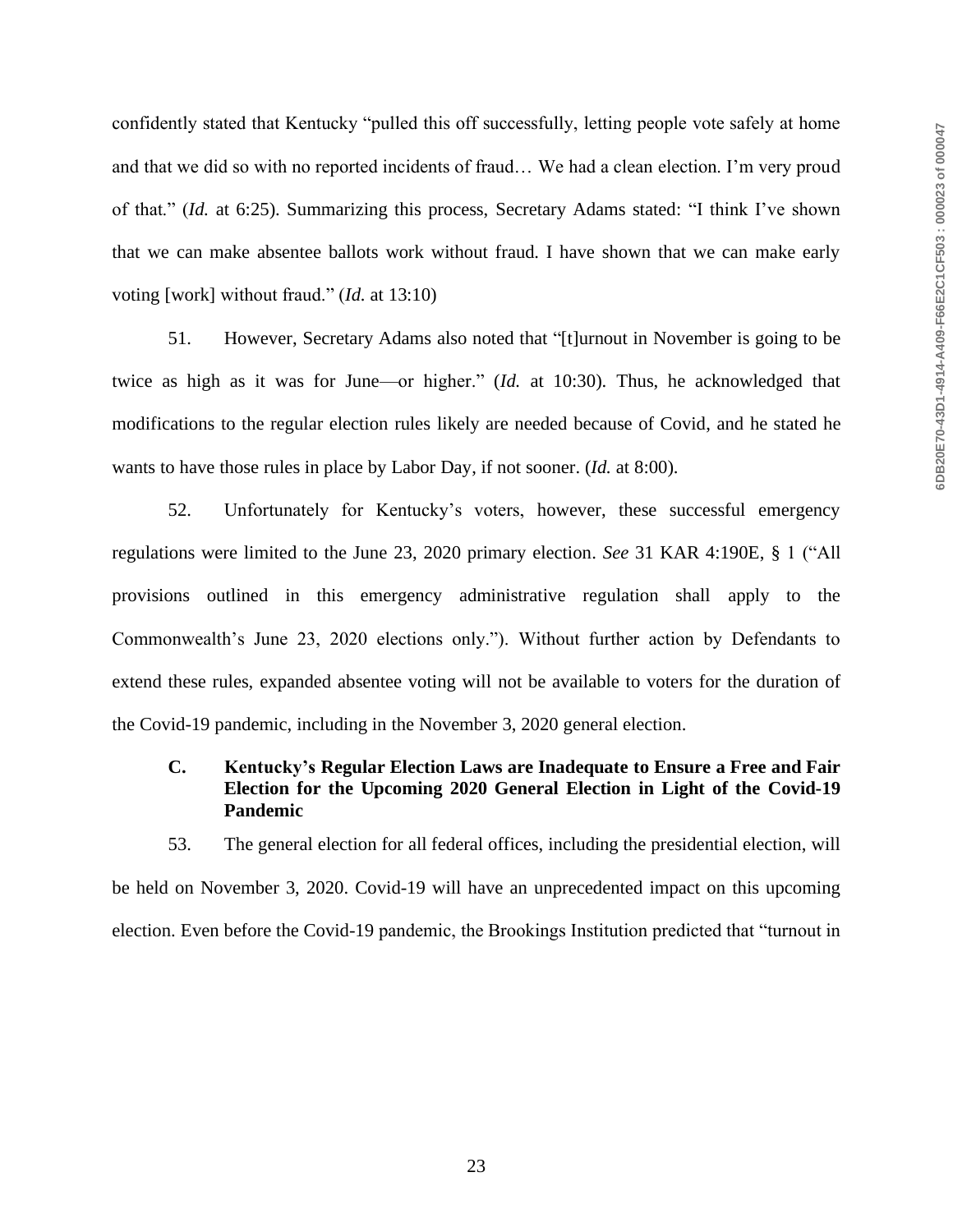confidently stated that Kentucky "pulled this off successfully, letting people vote safely at home and that we did so with no reported incidents of fraud… We had a clean election. I'm very proud of that." (*Id.* at 6:25). Summarizing this process, Secretary Adams stated: "I think I've shown that we can make absentee ballots work without fraud. I have shown that we can make early voting [work] without fraud." (*Id.* at 13:10)

51. However, Secretary Adams also noted that "[t]urnout in November is going to be twice as high as it was for June—or higher." (*Id.* at 10:30). Thus, he acknowledged that modifications to the regular election rules likely are needed because of Covid, and he stated he wants to have those rules in place by Labor Day, if not sooner. (*Id.* at 8:00).

52. Unfortunately for Kentucky's voters, however, these successful emergency regulations were limited to the June 23, 2020 primary election. *See* 31 KAR 4:190E, § 1 ("All provisions outlined in this emergency administrative regulation shall apply to the Commonwealth's June 23, 2020 elections only."). Without further action by Defendants to extend these rules, expanded absentee voting will not be available to voters for the duration of the Covid-19 pandemic, including in the November 3, 2020 general election.

### C. Kentucky's Regular Election Laws are Inadequate to Ensure a Free and Fair Election for the Upcoming 2020 General Election in Light of the Covid-19 Pandemic

53. The general election for all federal offices, including the presidential election, will be held on November 3, 2020. Covid-19 will have an unprecedented impact on this upcoming election. Even before the Covid-19 pandemic, the Brookings Institution predicted that "turnout in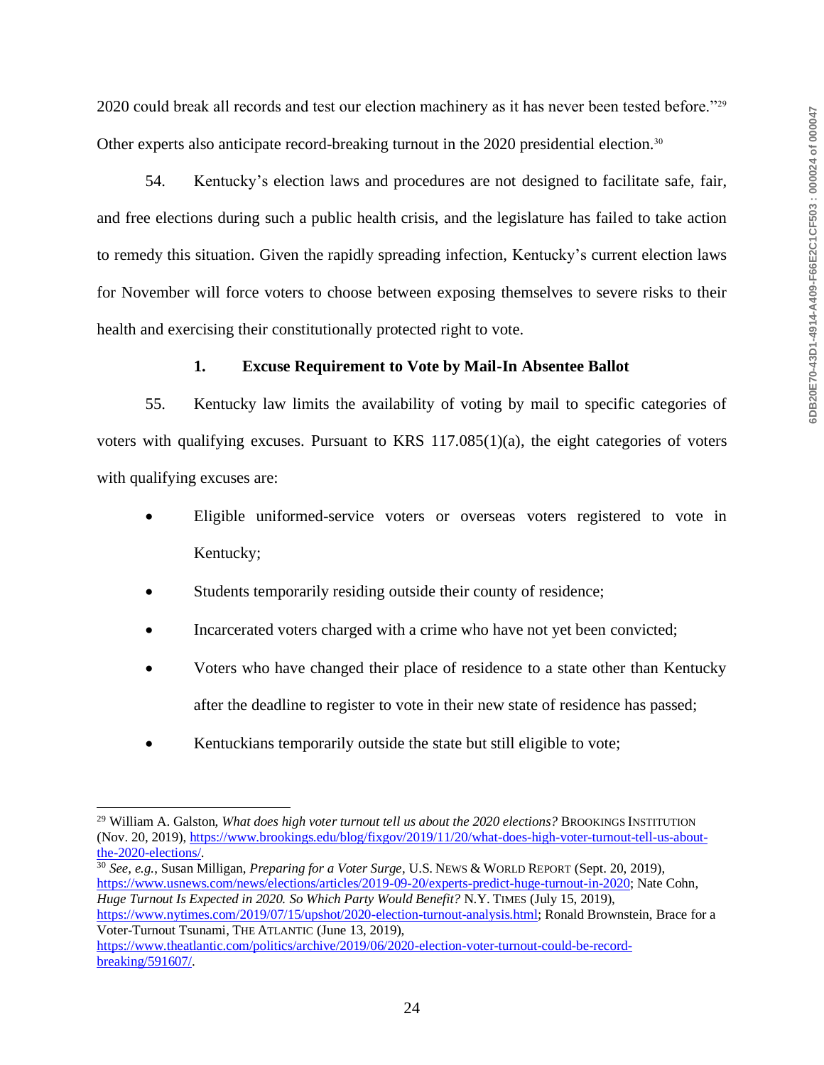2020 could break all records and test our election machinery as it has never been tested before."[29] Other experts also anticipate record-breaking turnout in the 2020 presidential election.[30]

54. Kentucky's election laws and procedures are not designed to facilitate safe, fair, and free elections during such a public health crisis, and the legislature has failed to take action to remedy this situation. Given the rapidly spreading infection, Kentucky's current election laws for November will force voters to choose between exposing themselves to severe risks to their health and exercising their constitutionally protected right to vote.

### 1. Excuse Requirement to Vote by Mail-In Absentee Ballot

55. Kentucky law limits the availability of voting by mail to specific categories of voters with qualifying excuses. Pursuant to KRS 117.085(1)(a), the eight categories of voters with qualifying excuses are:

- Eligible uniformed-service voters or overseas voters registered to vote in Kentucky;
- Students temporarily residing outside their county of residence;
- Incarcerated voters charged with a crime who have not yet been convicted;
- Voters who have changed their place of residence to a state other than Kentucky after the deadline to register to vote in their new state of residence has passed;
- Kentuckians temporarily outside the state but still eligible to vote;

---

[29] William A. Galston, *What does high voter turnout tell us about the 2020 elections?* BROOKINGS INSTITUTION (Nov. 20, 2019), https://www.brookings.edu/blog/fixgov/2019/11/20/what-does-high-voter-turnout-tell-us-about-the-2020-elections/.

[30] *See, e.g.*, Susan Milligan, *Preparing for a Voter Surge*, U.S. NEWS & WORLD REPORT (Sept. 20, 2019), https://www.usnews.com/news/elections/articles/2019-09-20/experts-predict-huge-turnout-in-2020; Nate Cohn, *Huge Turnout Is Expected in 2020. So Which Party Would Benefit?* N.Y. TIMES (July 15, 2019), https://www.nytimes.com/2019/07/15/upshot/2020-election-turnout-analysis.html; Ronald Brownstein, Brace for a Voter-Turnout Tsunami, THE ATLANTIC (June 13, 2019), https://www.theatlantic.com/politics/archive/2019/06/2020-election-voter-turnout-could-be-record-breaking/591607/.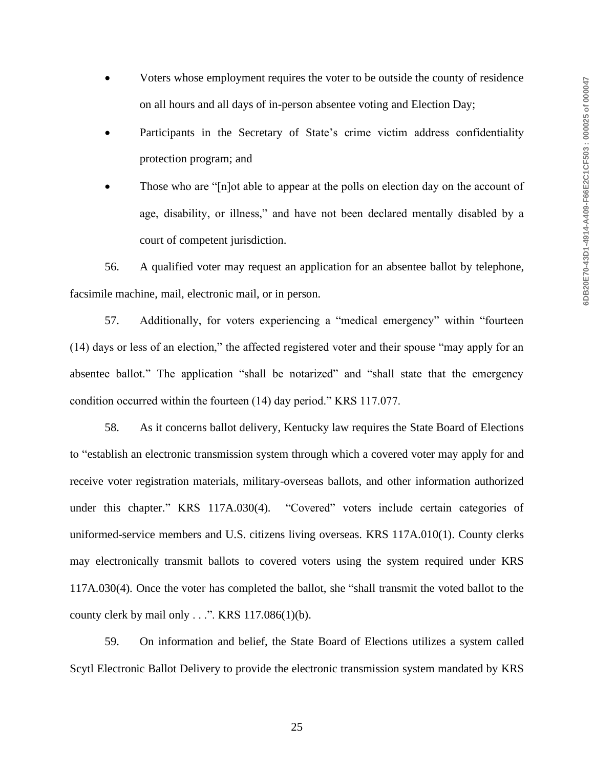- Voters whose employment requires the voter to be outside the county of residence on all hours and all days of in-person absentee voting and Election Day;
- Participants in the Secretary of State's crime victim address confidentiality protection program; and
- Those who are "[n]ot able to appear at the polls on election day on the account of age, disability, or illness," and have not been declared mentally disabled by a court of competent jurisdiction.

56. A qualified voter may request an application for an absentee ballot by telephone, facsimile machine, mail, electronic mail, or in person.

57. Additionally, for voters experiencing a "medical emergency" within "fourteen (14) days or less of an election," the affected registered voter and their spouse "may apply for an absentee ballot." The application "shall be notarized" and "shall state that the emergency condition occurred within the fourteen (14) day period." KRS 117.077.

58. As it concerns ballot delivery, Kentucky law requires the State Board of Elections to "establish an electronic transmission system through which a covered voter may apply for and receive voter registration materials, military-overseas ballots, and other information authorized under this chapter." KRS 117A.030(4). "Covered" voters include certain categories of uniformed-service members and U.S. citizens living overseas. KRS 117A.010(1). County clerks may electronically transmit ballots to covered voters using the system required under KRS 117A.030(4). Once the voter has completed the ballot, she "shall transmit the voted ballot to the county clerk by mail only . . .". KRS 117.086(1)(b).

59. On information and belief, the State Board of Elections utilizes a system called Scytl Electronic Ballot Delivery to provide the electronic transmission system mandated by KRS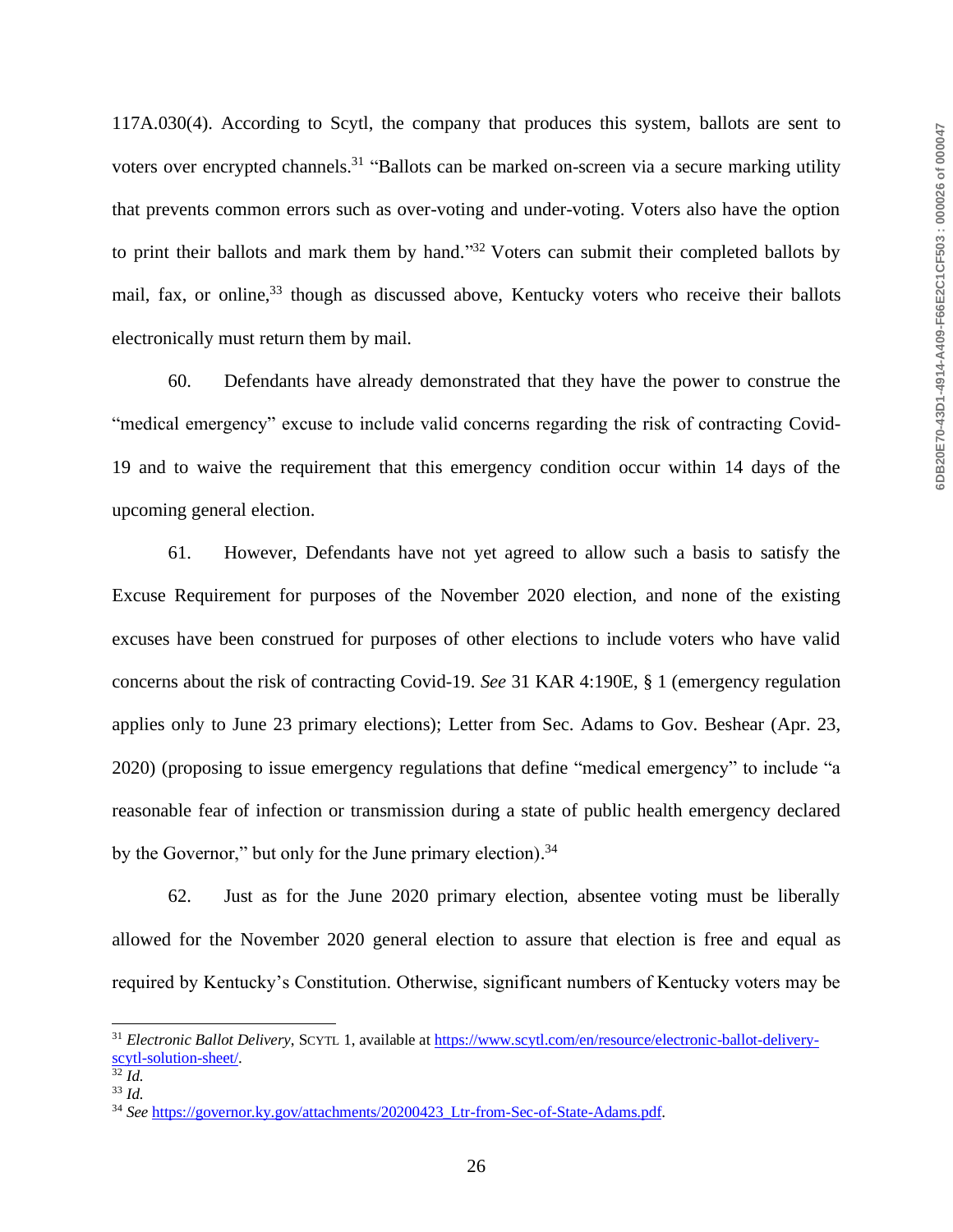117A.030(4). According to Scytl, the company that produces this system, ballots are sent to voters over encrypted channels.[31] "Ballots can be marked on-screen via a secure marking utility that prevents common errors such as over-voting and under-voting. Voters also have the option to print their ballots and mark them by hand."[32] Voters can submit their completed ballots by mail, fax, or online,[33] though as discussed above, Kentucky voters who receive their ballots electronically must return them by mail.

60. Defendants have already demonstrated that they have the power to construe the "medical emergency" excuse to include valid concerns regarding the risk of contracting Covid-19 and to waive the requirement that this emergency condition occur within 14 days of the upcoming general election.

61. However, Defendants have not yet agreed to allow such a basis to satisfy the Excuse Requirement for purposes of the November 2020 election, and none of the existing excuses have been construed for purposes of other elections to include voters who have valid concerns about the risk of contracting Covid-19. *See* 31 KAR 4:190E, § 1 (emergency regulation applies only to June 23 primary elections); Letter from Sec. Adams to Gov. Beshear (Apr. 23, 2020) (proposing to issue emergency regulations that define "medical emergency" to include "a reasonable fear of infection or transmission during a state of public health emergency declared by the Governor," but only for the June primary election).[34]

62. Just as for the June 2020 primary election, absentee voting must be liberally allowed for the November 2020 general election to assure that election is free and equal as required by Kentucky's Constitution. Otherwise, significant numbers of Kentucky voters may be

---

[31] *Electronic Ballot Delivery*, SCYTL 1, available at https://www.scytl.com/en/resource/electronic-ballot-delivery-scytl-solution-sheet/.

[32] *Id.*

[33] *Id.*

[34] *See* https://governor.ky.gov/attachments/20200423_Ltr-from-Sec-of-State-Adams.pdf.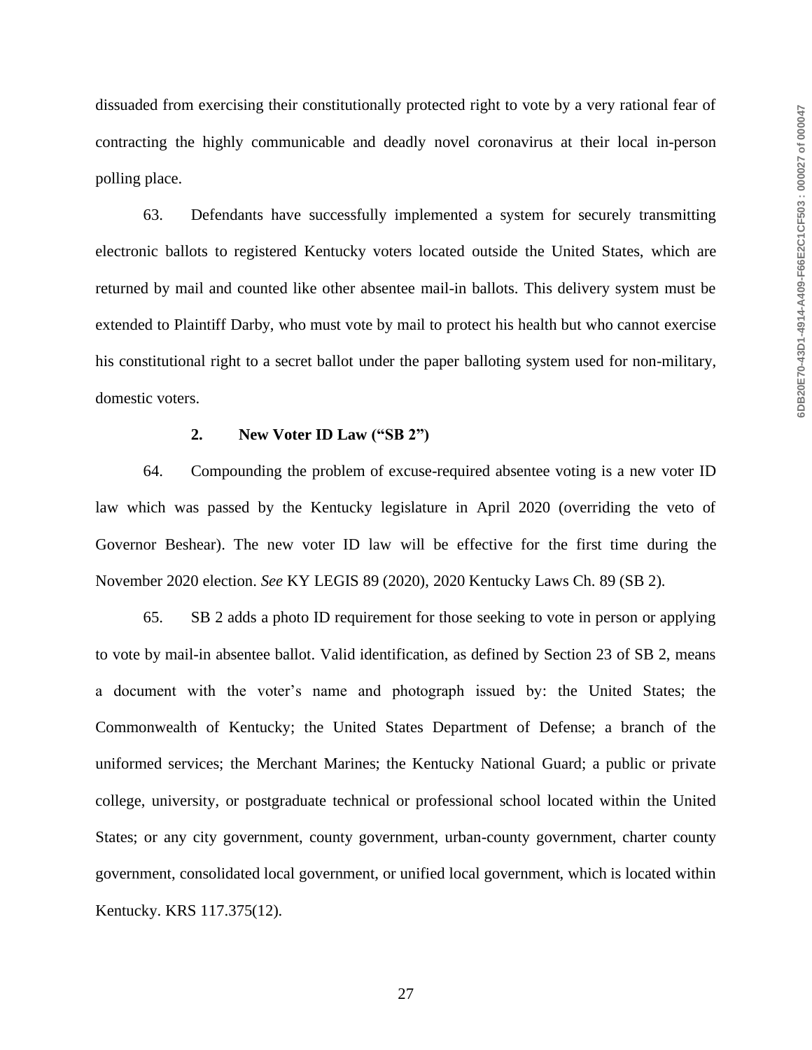dissuaded from exercising their constitutionally protected right to vote by a very rational fear of contracting the highly communicable and deadly novel coronavirus at their local in-person polling place.

63. Defendants have successfully implemented a system for securely transmitting electronic ballots to registered Kentucky voters located outside the United States, which are returned by mail and counted like other absentee mail-in ballots. This delivery system must be extended to Plaintiff Darby, who must vote by mail to protect his health but who cannot exercise his constitutional right to a secret ballot under the paper balloting system used for non-military, domestic voters.

**2. New Voter ID Law ("SB 2")**

64. Compounding the problem of excuse-required absentee voting is a new voter ID law which was passed by the Kentucky legislature in April 2020 (overriding the veto of Governor Beshear). The new voter ID law will be effective for the first time during the November 2020 election. *See* KY LEGIS 89 (2020), 2020 Kentucky Laws Ch. 89 (SB 2).

65. SB 2 adds a photo ID requirement for those seeking to vote in person or applying to vote by mail-in absentee ballot. Valid identification, as defined by Section 23 of SB 2, means a document with the voter's name and photograph issued by: the United States; the Commonwealth of Kentucky; the United States Department of Defense; a branch of the uniformed services; the Merchant Marines; the Kentucky National Guard; a public or private college, university, or postgraduate technical or professional school located within the United States; or any city government, county government, urban-county government, charter county government, consolidated local government, or unified local government, which is located within Kentucky. KRS 117.375(12).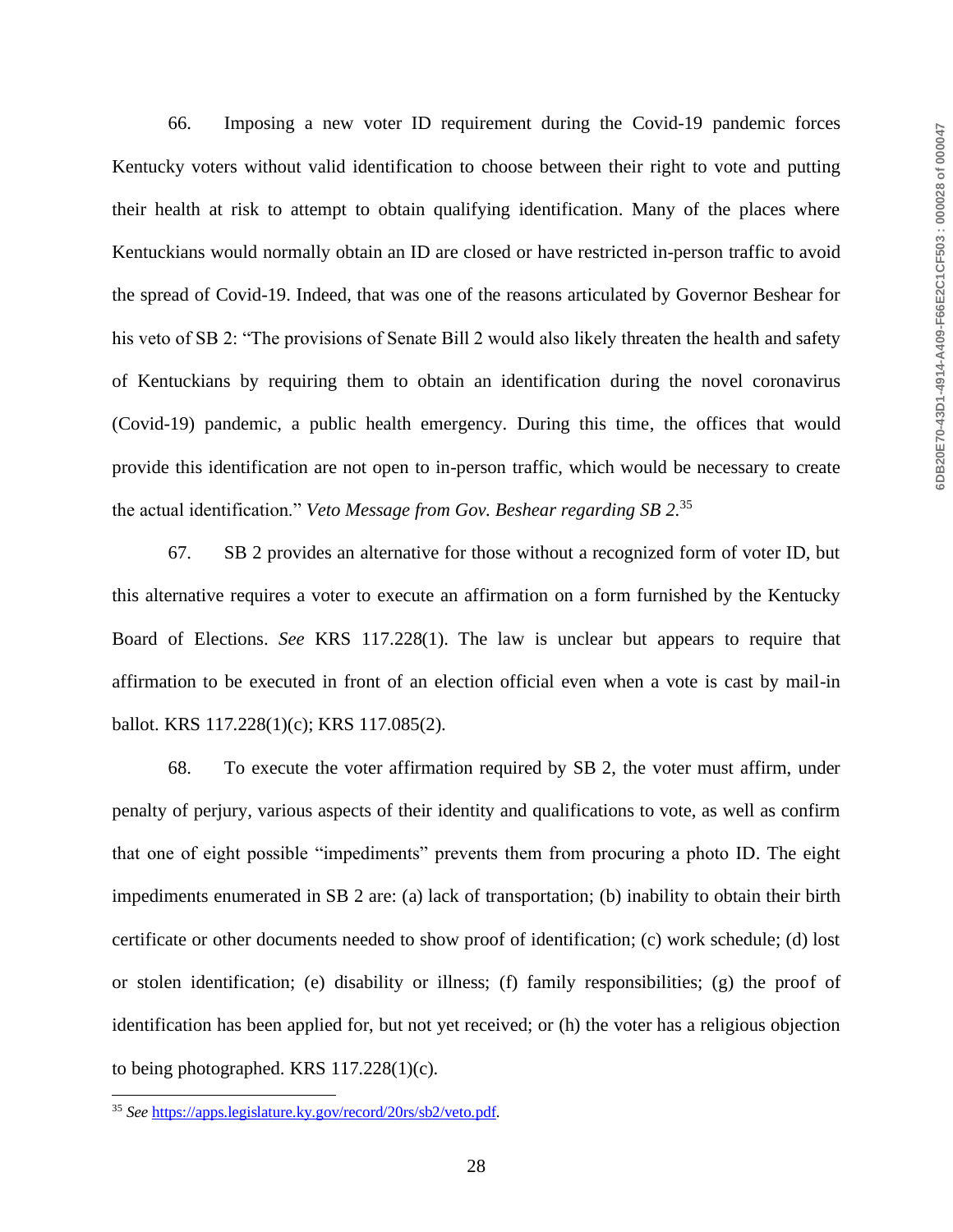66. Imposing a new voter ID requirement during the Covid-19 pandemic forces Kentucky voters without valid identification to choose between their right to vote and putting their health at risk to attempt to obtain qualifying identification. Many of the places where Kentuckians would normally obtain an ID are closed or have restricted in-person traffic to avoid the spread of Covid-19. Indeed, that was one of the reasons articulated by Governor Beshear for his veto of SB 2: "The provisions of Senate Bill 2 would also likely threaten the health and safety of Kentuckians by requiring them to obtain an identification during the novel coronavirus (Covid-19) pandemic, a public health emergency. During this time, the offices that would provide this identification are not open to in-person traffic, which would be necessary to create the actual identification." *Veto Message from Gov. Beshear regarding SB 2.*[35]

67. SB 2 provides an alternative for those without a recognized form of voter ID, but this alternative requires a voter to execute an affirmation on a form furnished by the Kentucky Board of Elections. *See* KRS 117.228(1). The law is unclear but appears to require that affirmation to be executed in front of an election official even when a vote is cast by mail-in ballot. KRS 117.228(1)(c); KRS 117.085(2).

68. To execute the voter affirmation required by SB 2, the voter must affirm, under penalty of perjury, various aspects of their identity and qualifications to vote, as well as confirm that one of eight possible "impediments" prevents them from procuring a photo ID. The eight impediments enumerated in SB 2 are: (a) lack of transportation; (b) inability to obtain their birth certificate or other documents needed to show proof of identification; (c) work schedule; (d) lost or stolen identification; (e) disability or illness; (f) family responsibilities; (g) the proof of identification has been applied for, but not yet received; or (h) the voter has a religious objection to being photographed. KRS 117.228(1)(c).

---

[35] *See* https://apps.legislature.ky.gov/record/20rs/sb2/veto.pdf.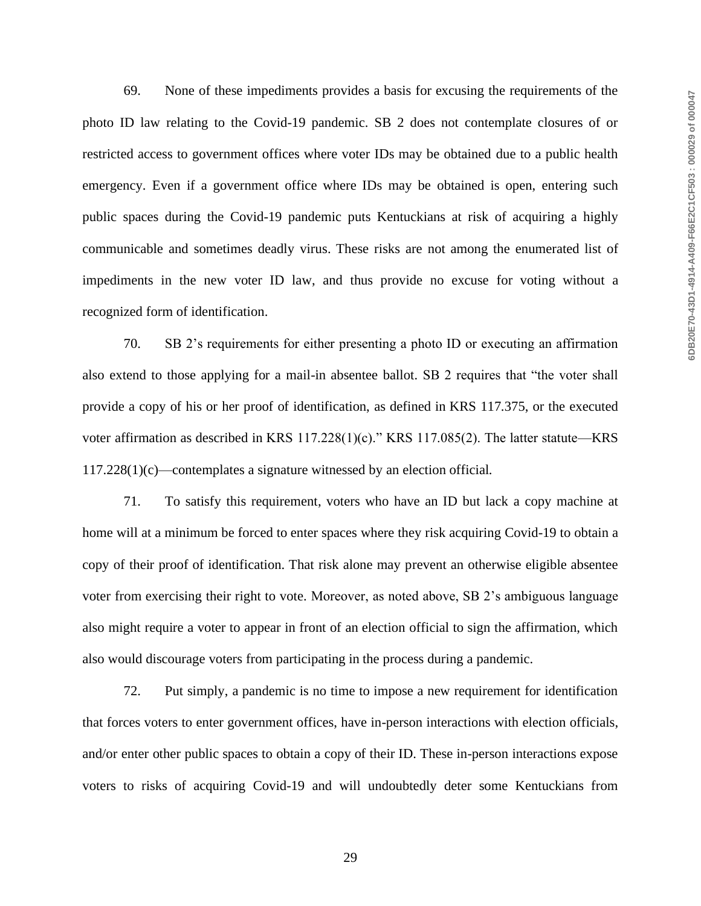69. None of these impediments provides a basis for excusing the requirements of the photo ID law relating to the Covid-19 pandemic. SB 2 does not contemplate closures of or restricted access to government offices where voter IDs may be obtained due to a public health emergency. Even if a government office where IDs may be obtained is open, entering such public spaces during the Covid-19 pandemic puts Kentuckians at risk of acquiring a highly communicable and sometimes deadly virus. These risks are not among the enumerated list of impediments in the new voter ID law, and thus provide no excuse for voting without a recognized form of identification.

70. SB 2's requirements for either presenting a photo ID or executing an affirmation also extend to those applying for a mail-in absentee ballot. SB 2 requires that "the voter shall provide a copy of his or her proof of identification, as defined in KRS 117.375, or the executed voter affirmation as described in KRS 117.228(1)(c)." KRS 117.085(2). The latter statute—KRS 117.228(1)(c)—contemplates a signature witnessed by an election official.

71. To satisfy this requirement, voters who have an ID but lack a copy machine at home will at a minimum be forced to enter spaces where they risk acquiring Covid-19 to obtain a copy of their proof of identification. That risk alone may prevent an otherwise eligible absentee voter from exercising their right to vote. Moreover, as noted above, SB 2's ambiguous language also might require a voter to appear in front of an election official to sign the affirmation, which also would discourage voters from participating in the process during a pandemic.

72. Put simply, a pandemic is no time to impose a new requirement for identification that forces voters to enter government offices, have in-person interactions with election officials, and/or enter other public spaces to obtain a copy of their ID. These in-person interactions expose voters to risks of acquiring Covid-19 and will undoubtedly deter some Kentuckians from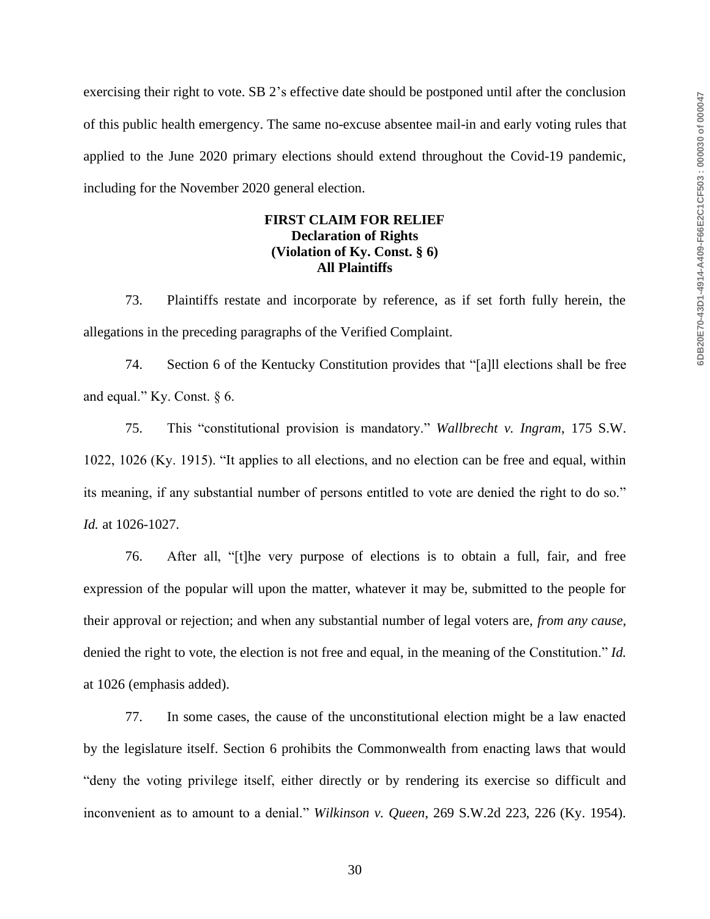exercising their right to vote. SB 2's effective date should be postponed until after the conclusion of this public health emergency. The same no-excuse absentee mail-in and early voting rules that applied to the June 2020 primary elections should extend throughout the Covid-19 pandemic, including for the November 2020 general election.

**FIRST CLAIM FOR RELIEF**
**Declaration of Rights**
**(Violation of Ky. Const. § 6)**
**All Plaintiffs**

73. Plaintiffs restate and incorporate by reference, as if set forth fully herein, the allegations in the preceding paragraphs of the Verified Complaint.

74. Section 6 of the Kentucky Constitution provides that "[a]ll elections shall be free and equal." Ky. Const. § 6.

75. This "constitutional provision is mandatory." *Wallbrecht v. Ingram*, 175 S.W. 1022, 1026 (Ky. 1915). "It applies to all elections, and no election can be free and equal, within its meaning, if any substantial number of persons entitled to vote are denied the right to do so." *Id.* at 1026-1027.

76. After all, "[t]he very purpose of elections is to obtain a full, fair, and free expression of the popular will upon the matter, whatever it may be, submitted to the people for their approval or rejection; and when any substantial number of legal voters are, *from any cause*, denied the right to vote, the election is not free and equal, in the meaning of the Constitution." *Id.* at 1026 (emphasis added).

77. In some cases, the cause of the unconstitutional election might be a law enacted by the legislature itself. Section 6 prohibits the Commonwealth from enacting laws that would "deny the voting privilege itself, either directly or by rendering its exercise so difficult and inconvenient as to amount to a denial." *Wilkinson v. Queen*, 269 S.W.2d 223, 226 (Ky. 1954).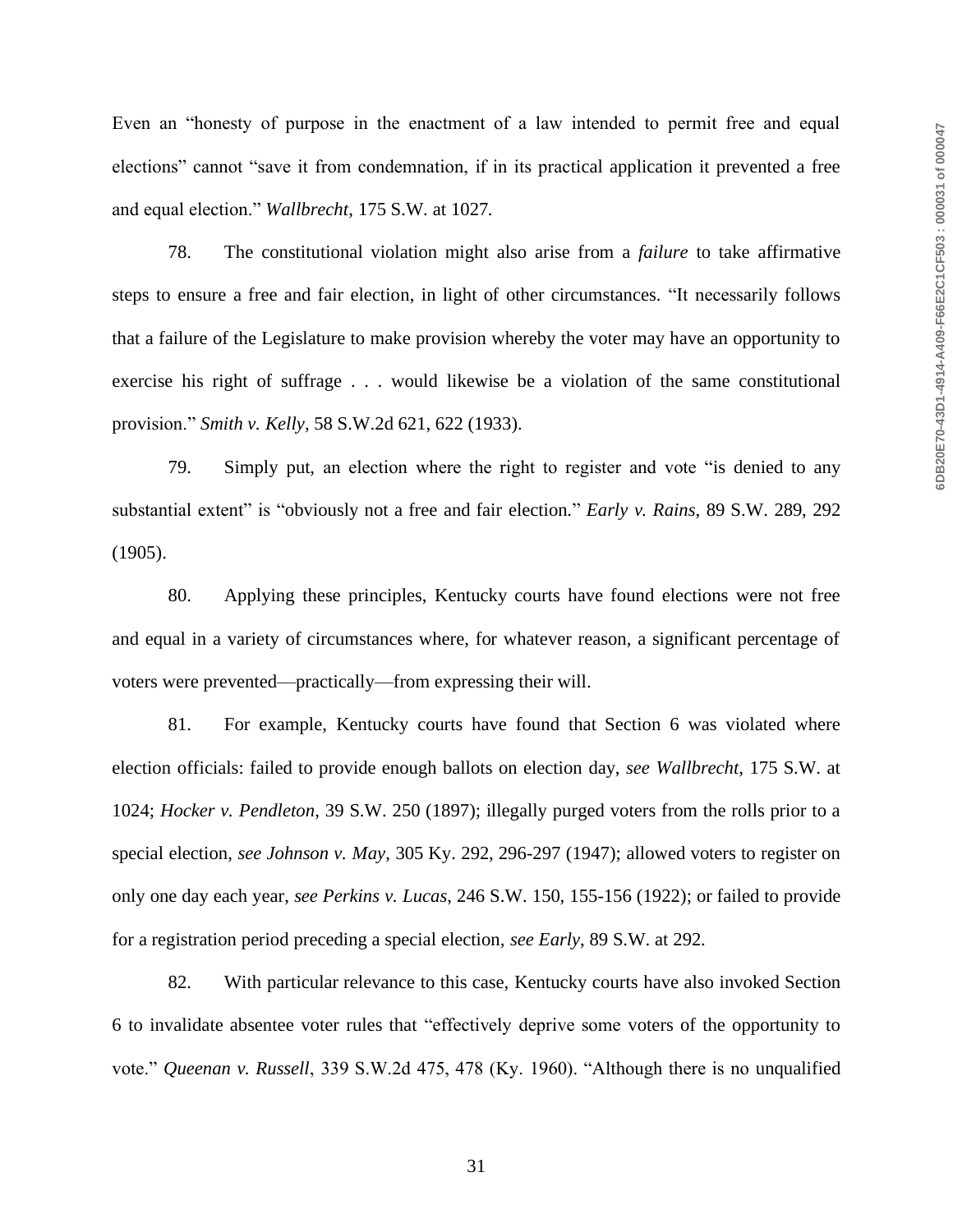Even an "honesty of purpose in the enactment of a law intended to permit free and equal elections" cannot "save it from condemnation, if in its practical application it prevented a free and equal election." *Wallbrecht*, 175 S.W. at 1027.

78. The constitutional violation might also arise from a *failure* to take affirmative steps to ensure a free and fair election, in light of other circumstances. "It necessarily follows that a failure of the Legislature to make provision whereby the voter may have an opportunity to exercise his right of suffrage . . . would likewise be a violation of the same constitutional provision." *Smith v. Kelly*, 58 S.W.2d 621, 622 (1933).

79. Simply put, an election where the right to register and vote "is denied to any substantial extent" is "obviously not a free and fair election." *Early v. Rains*, 89 S.W. 289, 292 (1905).

80. Applying these principles, Kentucky courts have found elections were not free and equal in a variety of circumstances where, for whatever reason, a significant percentage of voters were prevented—practically—from expressing their will.

81. For example, Kentucky courts have found that Section 6 was violated where election officials: failed to provide enough ballots on election day, *see Wallbrecht*, 175 S.W. at 1024; *Hocker v. Pendleton*, 39 S.W. 250 (1897); illegally purged voters from the rolls prior to a special election, *see Johnson v. May*, 305 Ky. 292, 296-297 (1947); allowed voters to register on only one day each year, *see Perkins v. Lucas*, 246 S.W. 150, 155-156 (1922); or failed to provide for a registration period preceding a special election, *see Early*, 89 S.W. at 292.

82. With particular relevance to this case, Kentucky courts have also invoked Section 6 to invalidate absentee voter rules that "effectively deprive some voters of the opportunity to vote." *Queenan v. Russell*, 339 S.W.2d 475, 478 (Ky. 1960). "Although there is no unqualified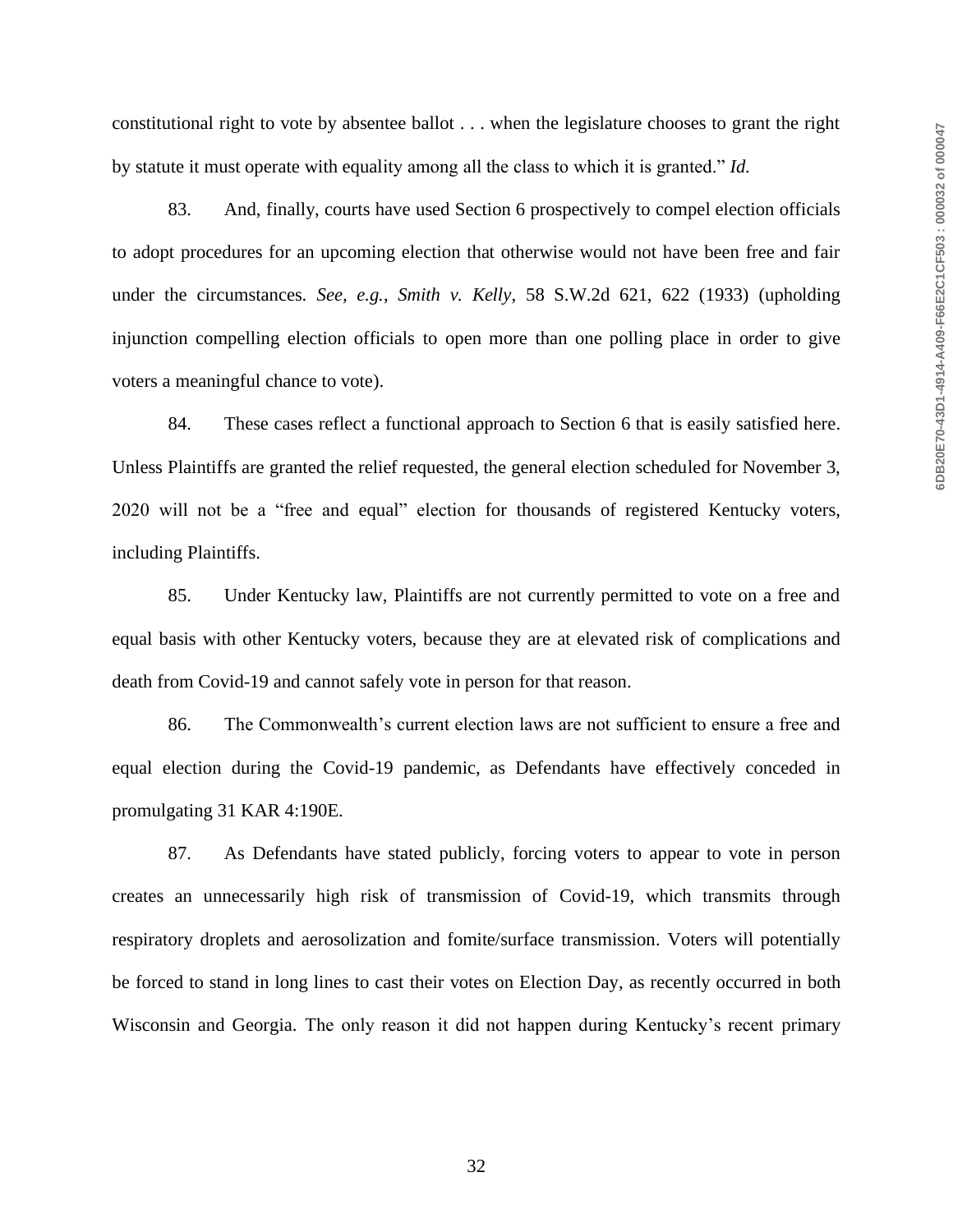constitutional right to vote by absentee ballot . . . when the legislature chooses to grant the right by statute it must operate with equality among all the class to which it is granted." *Id.*

83. And, finally, courts have used Section 6 prospectively to compel election officials to adopt procedures for an upcoming election that otherwise would not have been free and fair under the circumstances. *See, e.g.*, *Smith v. Kelly*, 58 S.W.2d 621, 622 (1933) (upholding injunction compelling election officials to open more than one polling place in order to give voters a meaningful chance to vote).

84. These cases reflect a functional approach to Section 6 that is easily satisfied here. Unless Plaintiffs are granted the relief requested, the general election scheduled for November 3, 2020 will not be a "free and equal" election for thousands of registered Kentucky voters, including Plaintiffs.

85. Under Kentucky law, Plaintiffs are not currently permitted to vote on a free and equal basis with other Kentucky voters, because they are at elevated risk of complications and death from Covid-19 and cannot safely vote in person for that reason.

86. The Commonwealth's current election laws are not sufficient to ensure a free and equal election during the Covid-19 pandemic, as Defendants have effectively conceded in promulgating 31 KAR 4:190E.

87. As Defendants have stated publicly, forcing voters to appear to vote in person creates an unnecessarily high risk of transmission of Covid-19, which transmits through respiratory droplets and aerosolization and fomite/surface transmission. Voters will potentially be forced to stand in long lines to cast their votes on Election Day, as recently occurred in both Wisconsin and Georgia. The only reason it did not happen during Kentucky's recent primary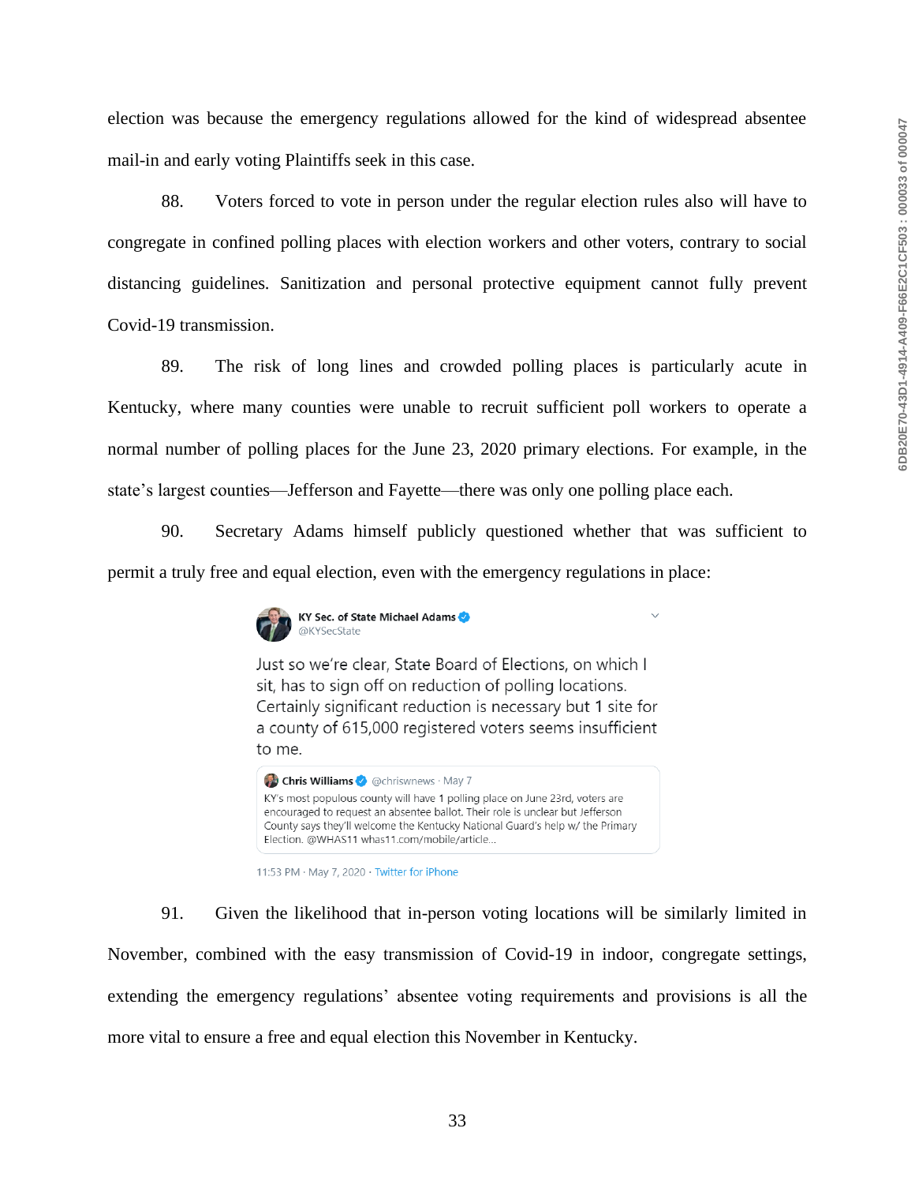election was because the emergency regulations allowed for the kind of widespread absentee mail-in and early voting Plaintiffs seek in this case.

88. Voters forced to vote in person under the regular election rules also will have to congregate in confined polling places with election workers and other voters, contrary to social distancing guidelines. Sanitization and personal protective equipment cannot fully prevent Covid-19 transmission.

89. The risk of long lines and crowded polling places is particularly acute in Kentucky, where many counties were unable to recruit sufficient poll workers to operate a normal number of polling places for the June 23, 2020 primary elections. For example, in the state's largest counties—Jefferson and Fayette—there was only one polling place each.

90. Secretary Adams himself publicly questioned whether that was sufficient to permit a truly free and equal election, even with the emergency regulations in place:

> **KY Sec. of State Michael Adams** @KYSecState
>
> Just so we're clear, State Board of Elections, on which I sit, has to sign off on reduction of polling locations. Certainly significant reduction is necessary but 1 site for a county of 615,000 registered voters seems insufficient to me.
>
> > **Chris Williams** @chriswnews · May 7
> >
> > KY's most populous county will have 1 polling place on June 23rd, voters are encouraged to request an absentee ballot. Their role is unclear but Jefferson County says they'll welcome the Kentucky National Guard's help w/ the Primary Election. @WHAS11 whas11.com/mobile/article...
>
> 11:53 PM · May 7, 2020 · Twitter for iPhone

91. Given the likelihood that in-person voting locations will be similarly limited in November, combined with the easy transmission of Covid-19 in indoor, congregate settings, extending the emergency regulations' absentee voting requirements and provisions is all the more vital to ensure a free and equal election this November in Kentucky.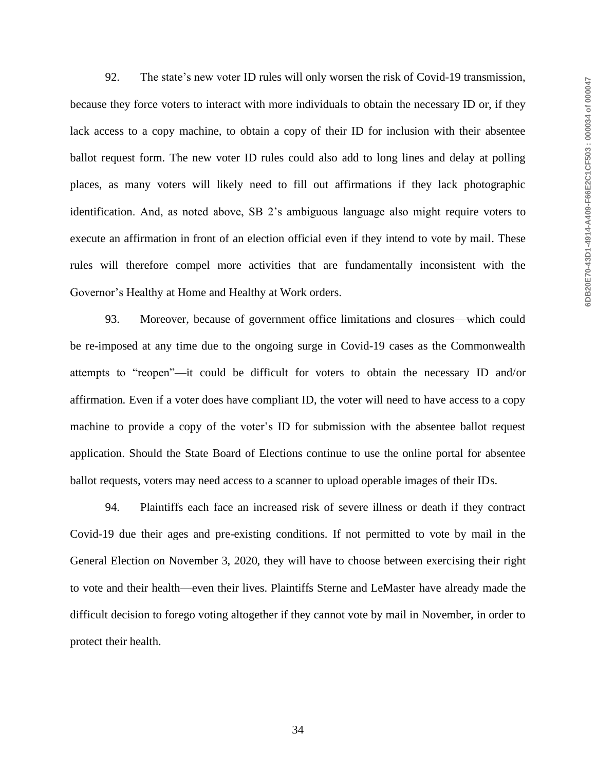92. The state's new voter ID rules will only worsen the risk of Covid-19 transmission, because they force voters to interact with more individuals to obtain the necessary ID or, if they lack access to a copy machine, to obtain a copy of their ID for inclusion with their absentee ballot request form. The new voter ID rules could also add to long lines and delay at polling places, as many voters will likely need to fill out affirmations if they lack photographic identification. And, as noted above, SB 2's ambiguous language also might require voters to execute an affirmation in front of an election official even if they intend to vote by mail. These rules will therefore compel more activities that are fundamentally inconsistent with the Governor's Healthy at Home and Healthy at Work orders.

93. Moreover, because of government office limitations and closures—which could be re-imposed at any time due to the ongoing surge in Covid-19 cases as the Commonwealth attempts to "reopen"—it could be difficult for voters to obtain the necessary ID and/or affirmation. Even if a voter does have compliant ID, the voter will need to have access to a copy machine to provide a copy of the voter's ID for submission with the absentee ballot request application. Should the State Board of Elections continue to use the online portal for absentee ballot requests, voters may need access to a scanner to upload operable images of their IDs.

94. Plaintiffs each face an increased risk of severe illness or death if they contract Covid-19 due their ages and pre-existing conditions. If not permitted to vote by mail in the General Election on November 3, 2020, they will have to choose between exercising their right to vote and their health—even their lives. Plaintiffs Sterne and LeMaster have already made the difficult decision to forego voting altogether if they cannot vote by mail in November, in order to protect their health.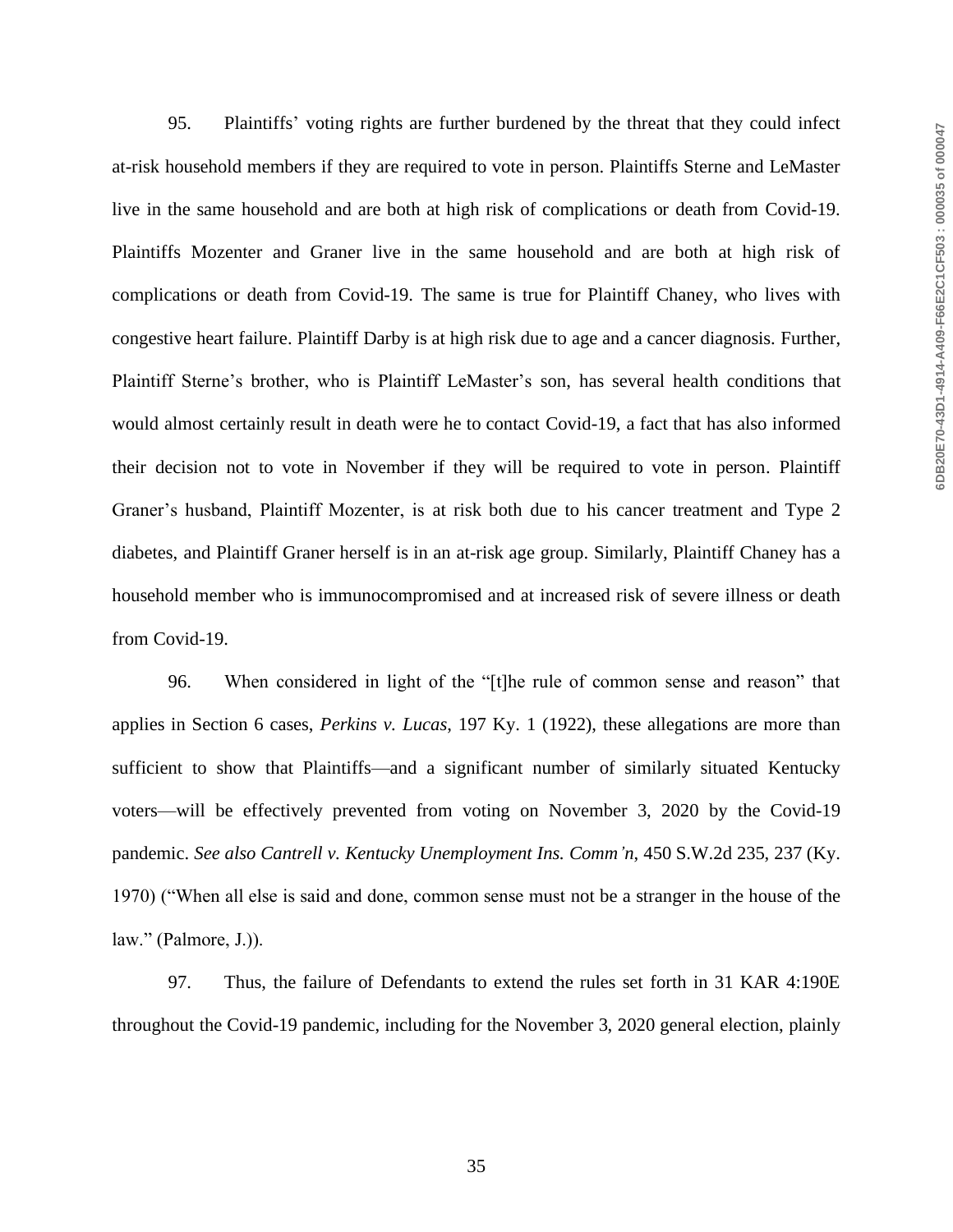95. Plaintiffs' voting rights are further burdened by the threat that they could infect at-risk household members if they are required to vote in person. Plaintiffs Sterne and LeMaster live in the same household and are both at high risk of complications or death from Covid-19. Plaintiffs Mozenter and Graner live in the same household and are both at high risk of complications or death from Covid-19. The same is true for Plaintiff Chaney, who lives with congestive heart failure. Plaintiff Darby is at high risk due to age and a cancer diagnosis. Further, Plaintiff Sterne's brother, who is Plaintiff LeMaster's son, has several health conditions that would almost certainly result in death were he to contact Covid-19, a fact that has also informed their decision not to vote in November if they will be required to vote in person. Plaintiff Graner's husband, Plaintiff Mozenter, is at risk both due to his cancer treatment and Type 2 diabetes, and Plaintiff Graner herself is in an at-risk age group. Similarly, Plaintiff Chaney has a household member who is immunocompromised and at increased risk of severe illness or death from Covid-19.

96. When considered in light of the "[t]he rule of common sense and reason" that applies in Section 6 cases, *Perkins v. Lucas*, 197 Ky. 1 (1922), these allegations are more than sufficient to show that Plaintiffs—and a significant number of similarly situated Kentucky voters—will be effectively prevented from voting on November 3, 2020 by the Covid-19 pandemic. *See also Cantrell v. Kentucky Unemployment Ins. Comm'n*, 450 S.W.2d 235, 237 (Ky. 1970) ("When all else is said and done, common sense must not be a stranger in the house of the law." (Palmore, J.)).

97. Thus, the failure of Defendants to extend the rules set forth in 31 KAR 4:190E throughout the Covid-19 pandemic, including for the November 3, 2020 general election, plainly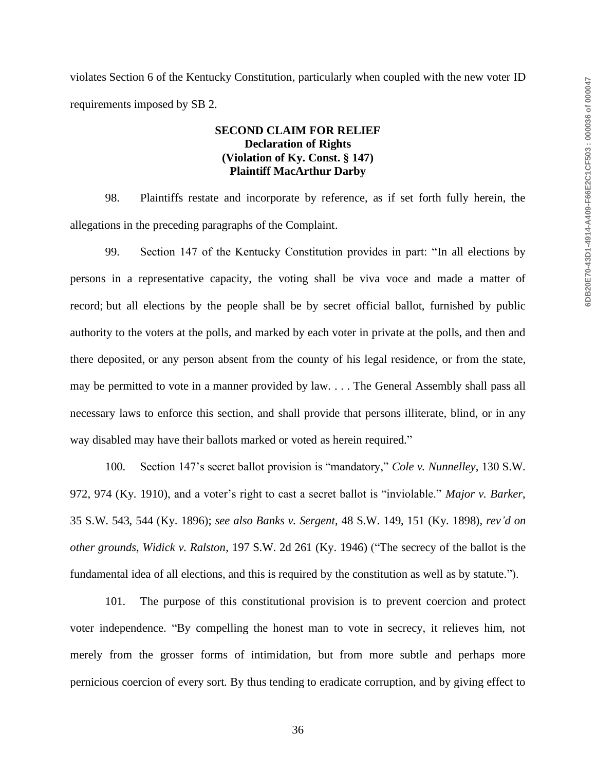violates Section 6 of the Kentucky Constitution, particularly when coupled with the new voter ID requirements imposed by SB 2.

**SECOND CLAIM FOR RELIEF**
**Declaration of Rights**
**(Violation of Ky. Const. § 147)**
**Plaintiff MacArthur Darby**

98. Plaintiffs restate and incorporate by reference, as if set forth fully herein, the allegations in the preceding paragraphs of the Complaint.

99. Section 147 of the Kentucky Constitution provides in part: "In all elections by persons in a representative capacity, the voting shall be viva voce and made a matter of record; but all elections by the people shall be by secret official ballot, furnished by public authority to the voters at the polls, and marked by each voter in private at the polls, and then and there deposited, or any person absent from the county of his legal residence, or from the state, may be permitted to vote in a manner provided by law. . . . The General Assembly shall pass all necessary laws to enforce this section, and shall provide that persons illiterate, blind, or in any way disabled may have their ballots marked or voted as herein required."

100. Section 147's secret ballot provision is "mandatory," *Cole v. Nunnelley*, 130 S.W. 972, 974 (Ky. 1910), and a voter's right to cast a secret ballot is "inviolable." *Major v. Barker*, 35 S.W. 543, 544 (Ky. 1896); *see also Banks v. Sergent*, 48 S.W. 149, 151 (Ky. 1898), *rev'd on other grounds, Widick v. Ralston*, 197 S.W. 2d 261 (Ky. 1946) ("The secrecy of the ballot is the fundamental idea of all elections, and this is required by the constitution as well as by statute.").

101. The purpose of this constitutional provision is to prevent coercion and protect voter independence. "By compelling the honest man to vote in secrecy, it relieves him, not merely from the grosser forms of intimidation, but from more subtle and perhaps more pernicious coercion of every sort. By thus tending to eradicate corruption, and by giving effect to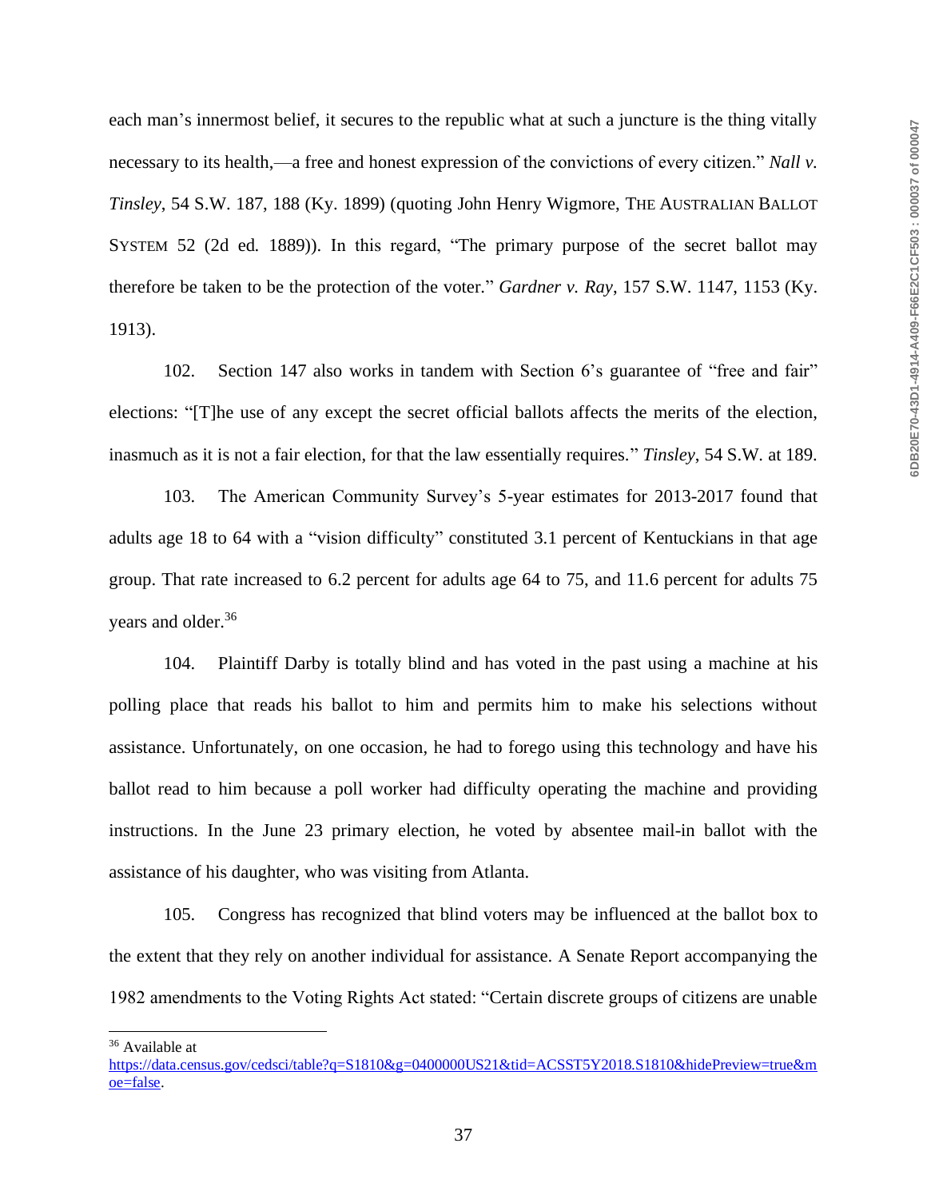each man's innermost belief, it secures to the republic what at such a juncture is the thing vitally necessary to its health,—a free and honest expression of the convictions of every citizen." *Nall v. Tinsley*, 54 S.W. 187, 188 (Ky. 1899) (quoting John Henry Wigmore, THE AUSTRALIAN BALLOT SYSTEM 52 (2d ed. 1889)). In this regard, "The primary purpose of the secret ballot may therefore be taken to be the protection of the voter." *Gardner v. Ray*, 157 S.W. 1147, 1153 (Ky. 1913).

102. Section 147 also works in tandem with Section 6's guarantee of "free and fair" elections: "[T]he use of any except the secret official ballots affects the merits of the election, inasmuch as it is not a fair election, for that the law essentially requires." *Tinsley*, 54 S.W. at 189.

103. The American Community Survey's 5-year estimates for 2013-2017 found that adults age 18 to 64 with a "vision difficulty" constituted 3.1 percent of Kentuckians in that age group. That rate increased to 6.2 percent for adults age 64 to 75, and 11.6 percent for adults 75 years and older.[36]

104. Plaintiff Darby is totally blind and has voted in the past using a machine at his polling place that reads his ballot to him and permits him to make his selections without assistance. Unfortunately, on one occasion, he had to forego using this technology and have his ballot read to him because a poll worker had difficulty operating the machine and providing instructions. In the June 23 primary election, he voted by absentee mail-in ballot with the assistance of his daughter, who was visiting from Atlanta.

105. Congress has recognized that blind voters may be influenced at the ballot box to the extent that they rely on another individual for assistance. A Senate Report accompanying the 1982 amendments to the Voting Rights Act stated: "Certain discrete groups of citizens are unable

---

[36] Available at https://data.census.gov/cedsci/table?q=S1810&g=0400000US21&tid=ACSST5Y2018.S1810&hidePreview=true&moe=false.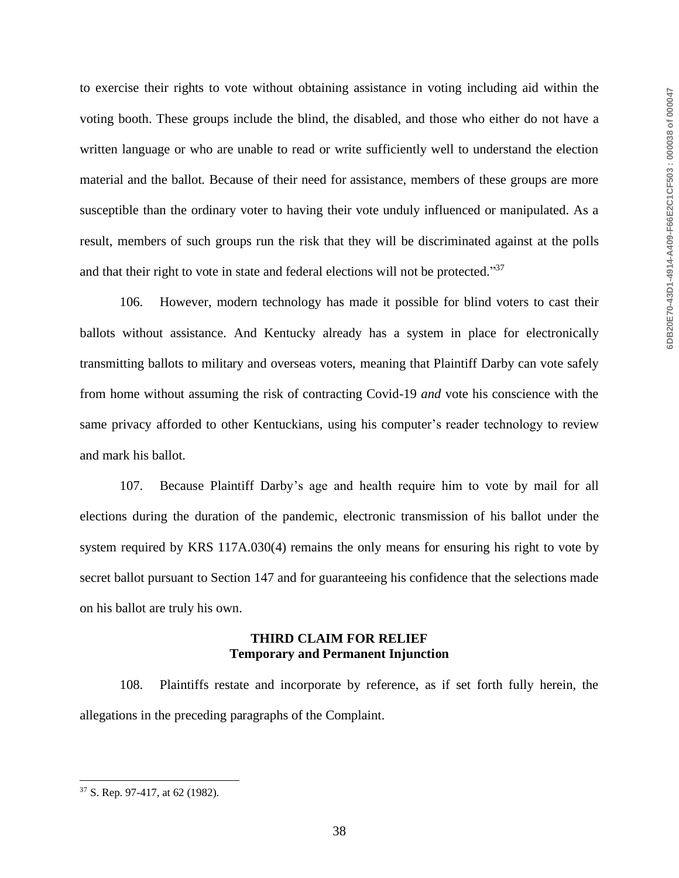to exercise their rights to vote without obtaining assistance in voting including aid within the voting booth. These groups include the blind, the disabled, and those who either do not have a written language or who are unable to read or write sufficiently well to understand the election material and the ballot. Because of their need for assistance, members of these groups are more susceptible than the ordinary voter to having their vote unduly influenced or manipulated. As a result, members of such groups run the risk that they will be discriminated against at the polls and that their right to vote in state and federal elections will not be protected."[37]

106. However, modern technology has made it possible for blind voters to cast their ballots without assistance. And Kentucky already has a system in place for electronically transmitting ballots to military and overseas voters, meaning that Plaintiff Darby can vote safely from home without assuming the risk of contracting Covid-19 *and* vote his conscience with the same privacy afforded to other Kentuckians, using his computer's reader technology to review and mark his ballot.

107. Because Plaintiff Darby's age and health require him to vote by mail for all elections during the duration of the pandemic, electronic transmission of his ballot under the system required by KRS 117A.030(4) remains the only means for ensuring his right to vote by secret ballot pursuant to Section 147 and for guaranteeing his confidence that the selections made on his ballot are truly his own.

**THIRD CLAIM FOR RELIEF**
**Temporary and Permanent Injunction**

108. Plaintiffs restate and incorporate by reference, as if set forth fully herein, the allegations in the preceding paragraphs of the Complaint.

---

[37] S. Rep. 97-417, at 62 (1982).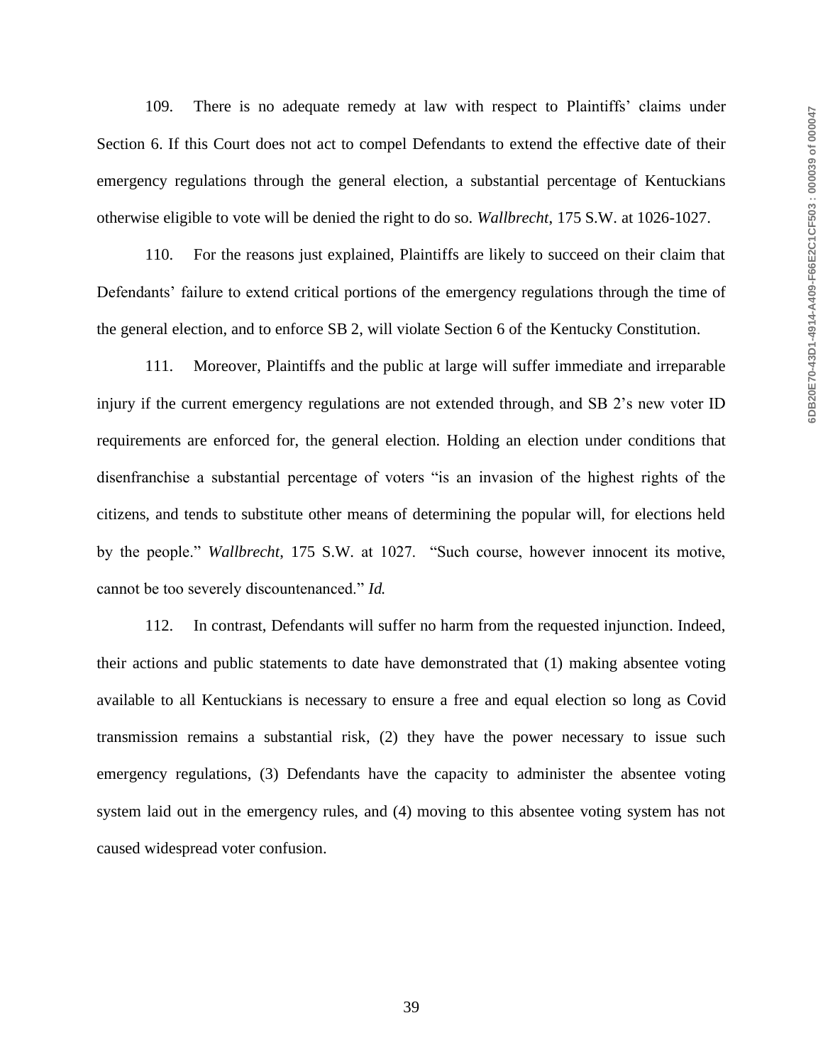109. There is no adequate remedy at law with respect to Plaintiffs' claims under Section 6. If this Court does not act to compel Defendants to extend the effective date of their emergency regulations through the general election, a substantial percentage of Kentuckians otherwise eligible to vote will be denied the right to do so. *Wallbrecht*, 175 S.W. at 1026-1027.

110. For the reasons just explained, Plaintiffs are likely to succeed on their claim that Defendants' failure to extend critical portions of the emergency regulations through the time of the general election, and to enforce SB 2, will violate Section 6 of the Kentucky Constitution.

111. Moreover, Plaintiffs and the public at large will suffer immediate and irreparable injury if the current emergency regulations are not extended through, and SB 2's new voter ID requirements are enforced for, the general election. Holding an election under conditions that disenfranchise a substantial percentage of voters "is an invasion of the highest rights of the citizens, and tends to substitute other means of determining the popular will, for elections held by the people." *Wallbrecht*, 175 S.W. at 1027. "Such course, however innocent its motive, cannot be too severely discountenanced." *Id.*

112. In contrast, Defendants will suffer no harm from the requested injunction. Indeed, their actions and public statements to date have demonstrated that (1) making absentee voting available to all Kentuckians is necessary to ensure a free and equal election so long as Covid transmission remains a substantial risk, (2) they have the power necessary to issue such emergency regulations, (3) Defendants have the capacity to administer the absentee voting system laid out in the emergency rules, and (4) moving to this absentee voting system has not caused widespread voter confusion.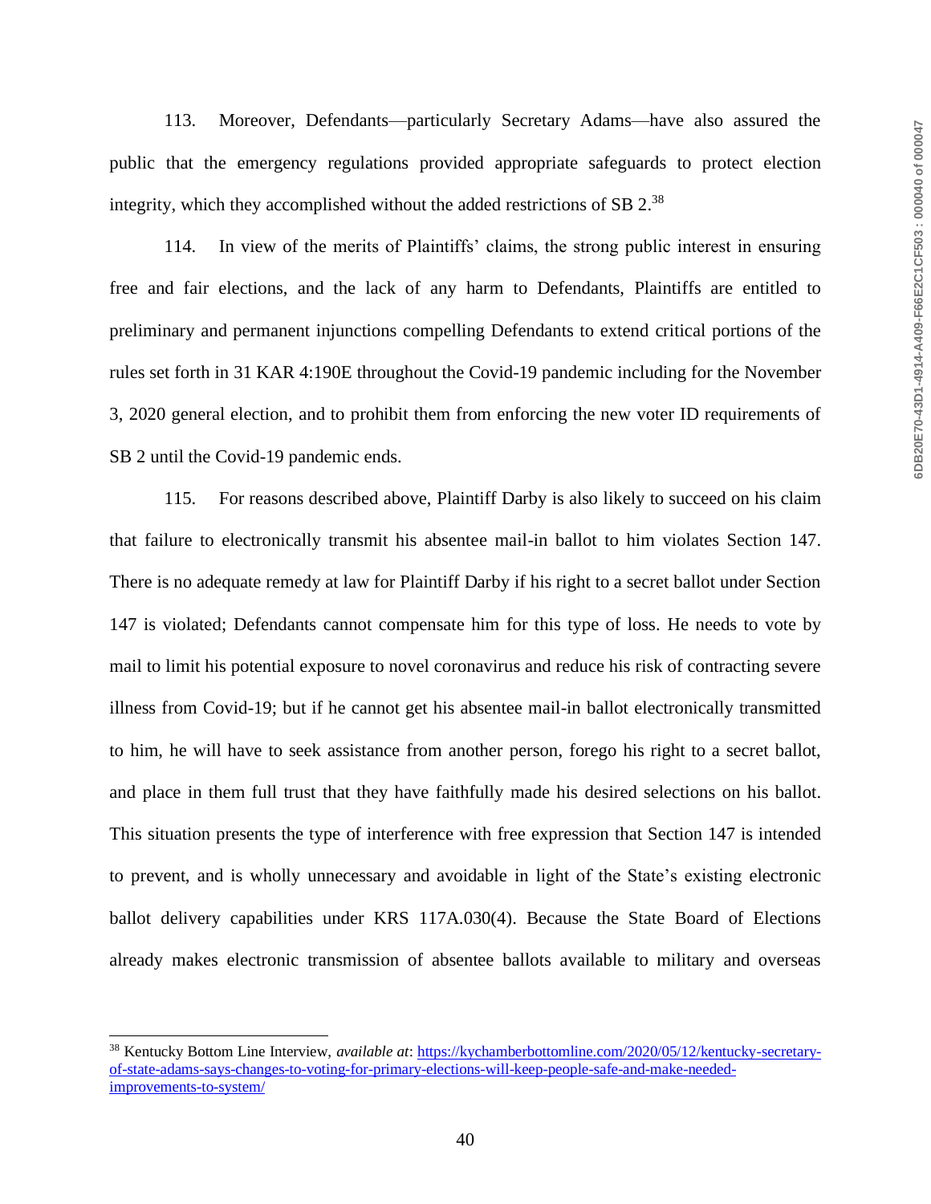113. Moreover, Defendants—particularly Secretary Adams—have also assured the public that the emergency regulations provided appropriate safeguards to protect election integrity, which they accomplished without the added restrictions of SB 2.[38]

114. In view of the merits of Plaintiffs' claims, the strong public interest in ensuring free and fair elections, and the lack of any harm to Defendants, Plaintiffs are entitled to preliminary and permanent injunctions compelling Defendants to extend critical portions of the rules set forth in 31 KAR 4:190E throughout the Covid-19 pandemic including for the November 3, 2020 general election, and to prohibit them from enforcing the new voter ID requirements of SB 2 until the Covid-19 pandemic ends.

115. For reasons described above, Plaintiff Darby is also likely to succeed on his claim that failure to electronically transmit his absentee mail-in ballot to him violates Section 147. There is no adequate remedy at law for Plaintiff Darby if his right to a secret ballot under Section 147 is violated; Defendants cannot compensate him for this type of loss. He needs to vote by mail to limit his potential exposure to novel coronavirus and reduce his risk of contracting severe illness from Covid-19; but if he cannot get his absentee mail-in ballot electronically transmitted to him, he will have to seek assistance from another person, forego his right to a secret ballot, and place in them full trust that they have faithfully made his desired selections on his ballot. This situation presents the type of interference with free expression that Section 147 is intended to prevent, and is wholly unnecessary and avoidable in light of the State's existing electronic ballot delivery capabilities under KRS 117A.030(4). Because the State Board of Elections already makes electronic transmission of absentee ballots available to military and overseas

---

[38] Kentucky Bottom Line Interview, *available at*: https://kychamberbottomline.com/2020/05/12/kentucky-secretary-of-state-adams-says-changes-to-voting-for-primary-elections-will-keep-people-safe-and-make-needed-improvements-to-system/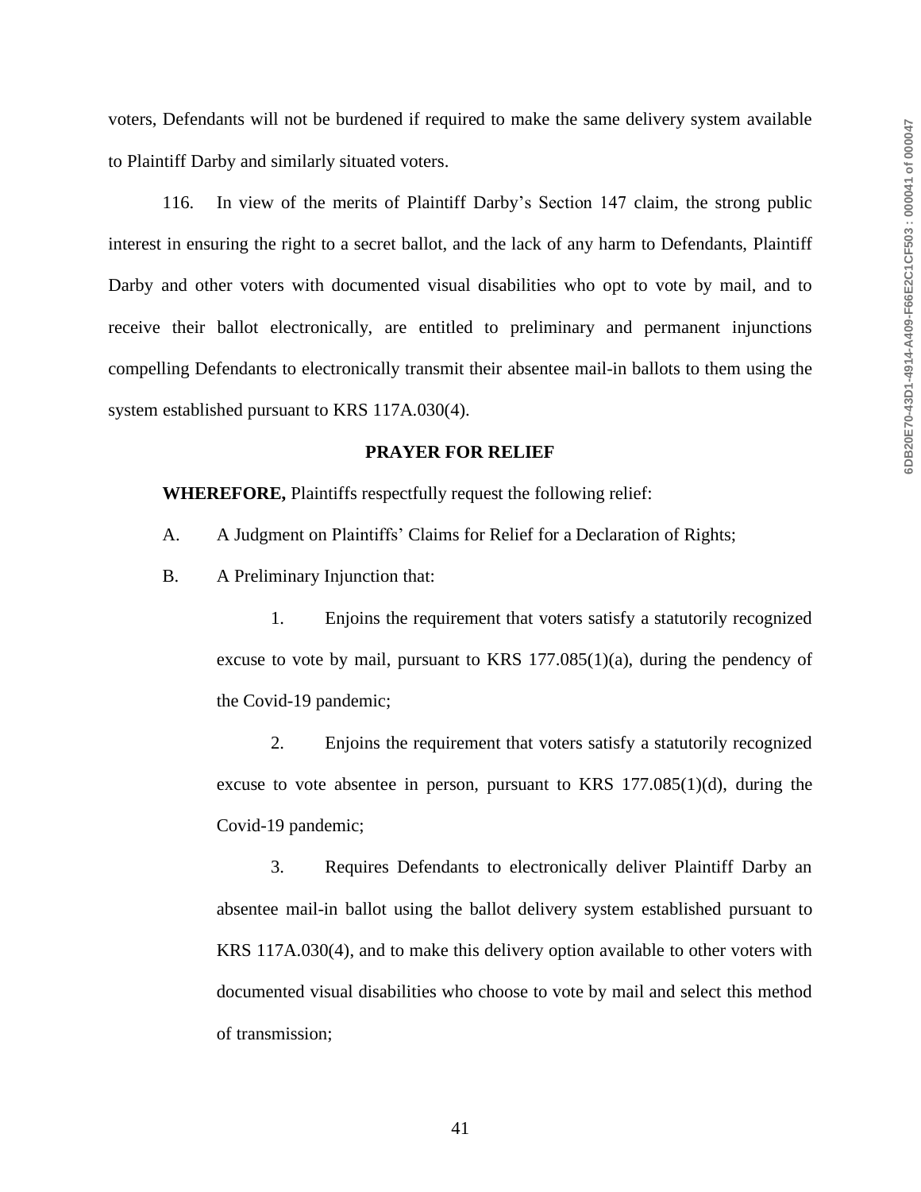voters, Defendants will not be burdened if required to make the same delivery system available to Plaintiff Darby and similarly situated voters.

116. In view of the merits of Plaintiff Darby's Section 147 claim, the strong public interest in ensuring the right to a secret ballot, and the lack of any harm to Defendants, Plaintiff Darby and other voters with documented visual disabilities who opt to vote by mail, and to receive their ballot electronically, are entitled to preliminary and permanent injunctions compelling Defendants to electronically transmit their absentee mail-in ballots to them using the system established pursuant to KRS 117A.030(4).

## PRAYER FOR RELIEF

**WHEREFORE,** Plaintiffs respectfully request the following relief:

A. A Judgment on Plaintiffs' Claims for Relief for a Declaration of Rights;

B. A Preliminary Injunction that:

1. Enjoins the requirement that voters satisfy a statutorily recognized excuse to vote by mail, pursuant to KRS 177.085(1)(a), during the pendency of the Covid-19 pandemic;

2. Enjoins the requirement that voters satisfy a statutorily recognized excuse to vote absentee in person, pursuant to KRS 177.085(1)(d), during the Covid-19 pandemic;

3. Requires Defendants to electronically deliver Plaintiff Darby an absentee mail-in ballot using the ballot delivery system established pursuant to KRS 117A.030(4), and to make this delivery option available to other voters with documented visual disabilities who choose to vote by mail and select this method of transmission;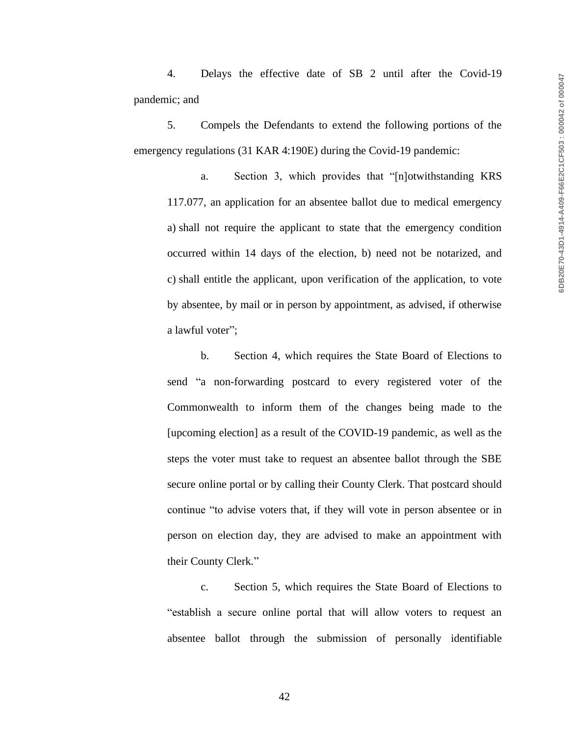4. Delays the effective date of SB 2 until after the Covid-19 pandemic; and

5. Compels the Defendants to extend the following portions of the emergency regulations (31 KAR 4:190E) during the Covid-19 pandemic:

   a. Section 3, which provides that "[n]otwithstanding KRS 117.077, an application for an absentee ballot due to medical emergency a) shall not require the applicant to state that the emergency condition occurred within 14 days of the election, b) need not be notarized, and c) shall entitle the applicant, upon verification of the application, to vote by absentee, by mail or in person by appointment, as advised, if otherwise a lawful voter";

   b. Section 4, which requires the State Board of Elections to send "a non-forwarding postcard to every registered voter of the Commonwealth to inform them of the changes being made to the [upcoming election] as a result of the COVID-19 pandemic, as well as the steps the voter must take to request an absentee ballot through the SBE secure online portal or by calling their County Clerk. That postcard should continue "to advise voters that, if they will vote in person absentee or in person on election day, they are advised to make an appointment with their County Clerk."

   c. Section 5, which requires the State Board of Elections to "establish a secure online portal that will allow voters to request an absentee ballot through the submission of personally identifiable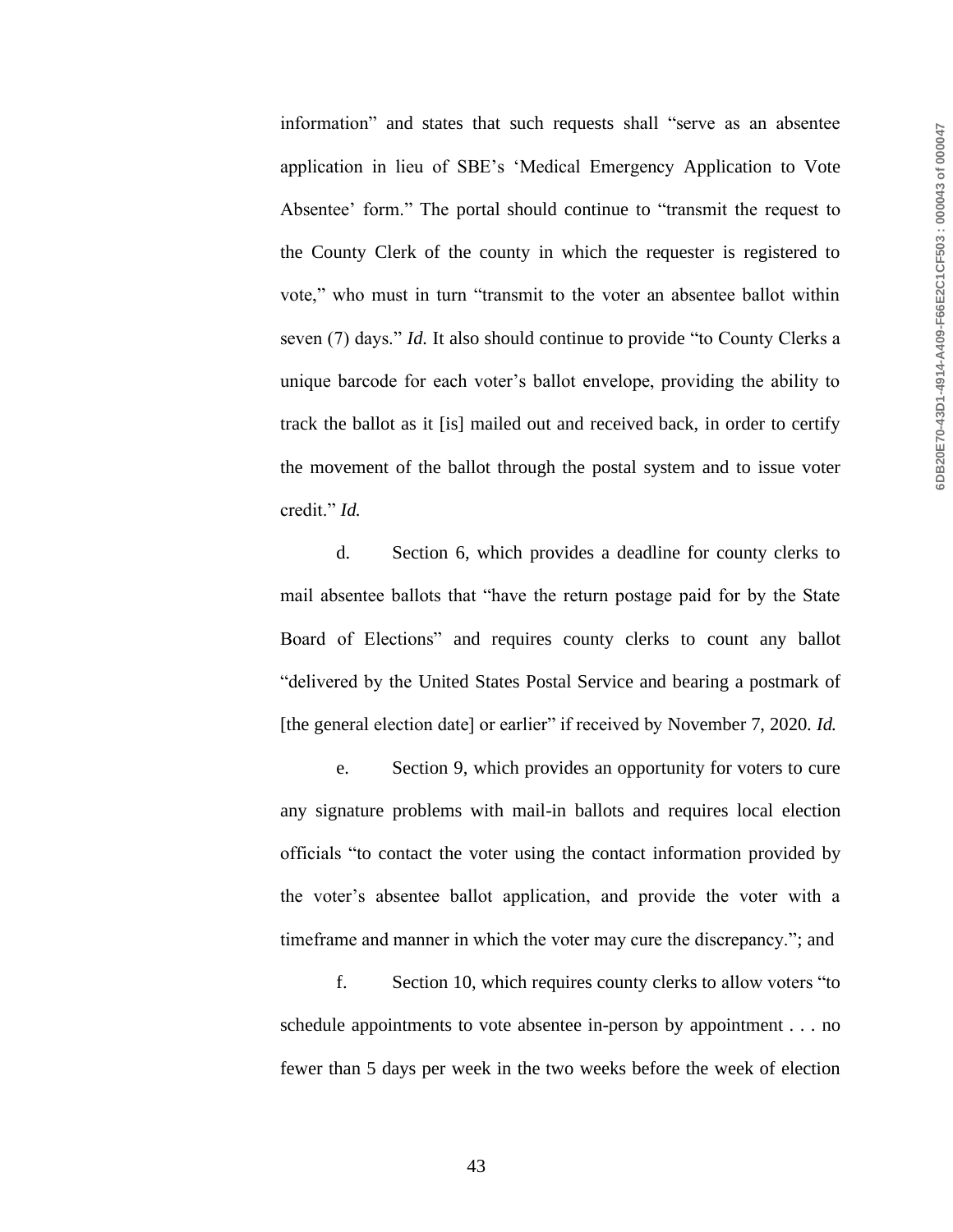information" and states that such requests shall "serve as an absentee application in lieu of SBE's 'Medical Emergency Application to Vote Absentee' form." The portal should continue to "transmit the request to the County Clerk of the county in which the requester is registered to vote," who must in turn "transmit to the voter an absentee ballot within seven (7) days." *Id.* It also should continue to provide "to County Clerks a unique barcode for each voter's ballot envelope, providing the ability to track the ballot as it [is] mailed out and received back, in order to certify the movement of the ballot through the postal system and to issue voter credit." *Id.*

d. Section 6, which provides a deadline for county clerks to mail absentee ballots that "have the return postage paid for by the State Board of Elections" and requires county clerks to count any ballot "delivered by the United States Postal Service and bearing a postmark of [the general election date] or earlier" if received by November 7, 2020. *Id.*

e. Section 9, which provides an opportunity for voters to cure any signature problems with mail-in ballots and requires local election officials "to contact the voter using the contact information provided by the voter's absentee ballot application, and provide the voter with a timeframe and manner in which the voter may cure the discrepancy."; and

f. Section 10, which requires county clerks to allow voters "to schedule appointments to vote absentee in-person by appointment . . . no fewer than 5 days per week in the two weeks before the week of election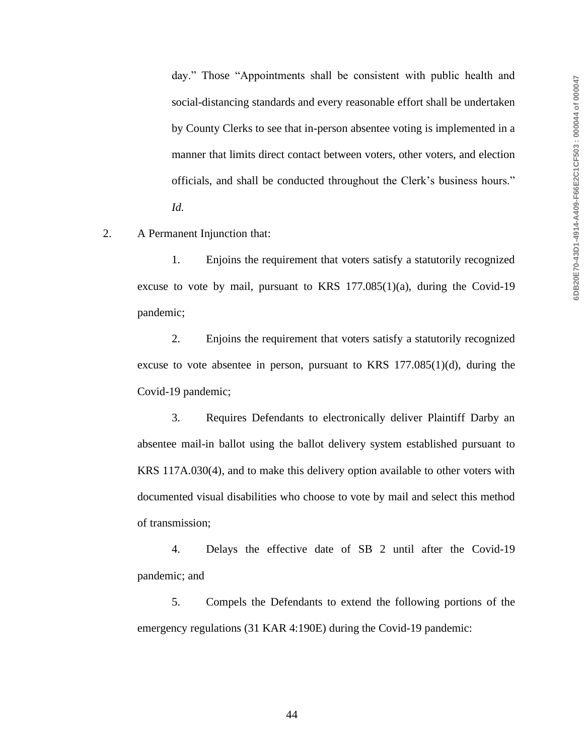day." Those "Appointments shall be consistent with public health and social-distancing standards and every reasonable effort shall be undertaken by County Clerks to see that in-person absentee voting is implemented in a manner that limits direct contact between voters, other voters, and election officials, and shall be conducted throughout the Clerk's business hours." *Id.*

2. A Permanent Injunction that:

   1. Enjoins the requirement that voters satisfy a statutorily recognized excuse to vote by mail, pursuant to KRS 177.085(1)(a), during the Covid-19 pandemic;

   2. Enjoins the requirement that voters satisfy a statutorily recognized excuse to vote absentee in person, pursuant to KRS 177.085(1)(d), during the Covid-19 pandemic;

   3. Requires Defendants to electronically deliver Plaintiff Darby an absentee mail-in ballot using the ballot delivery system established pursuant to KRS 117A.030(4), and to make this delivery option available to other voters with documented visual disabilities who choose to vote by mail and select this method of transmission;

   4. Delays the effective date of SB 2 until after the Covid-19 pandemic; and

   5. Compels the Defendants to extend the following portions of the emergency regulations (31 KAR 4:190E) during the Covid-19 pandemic: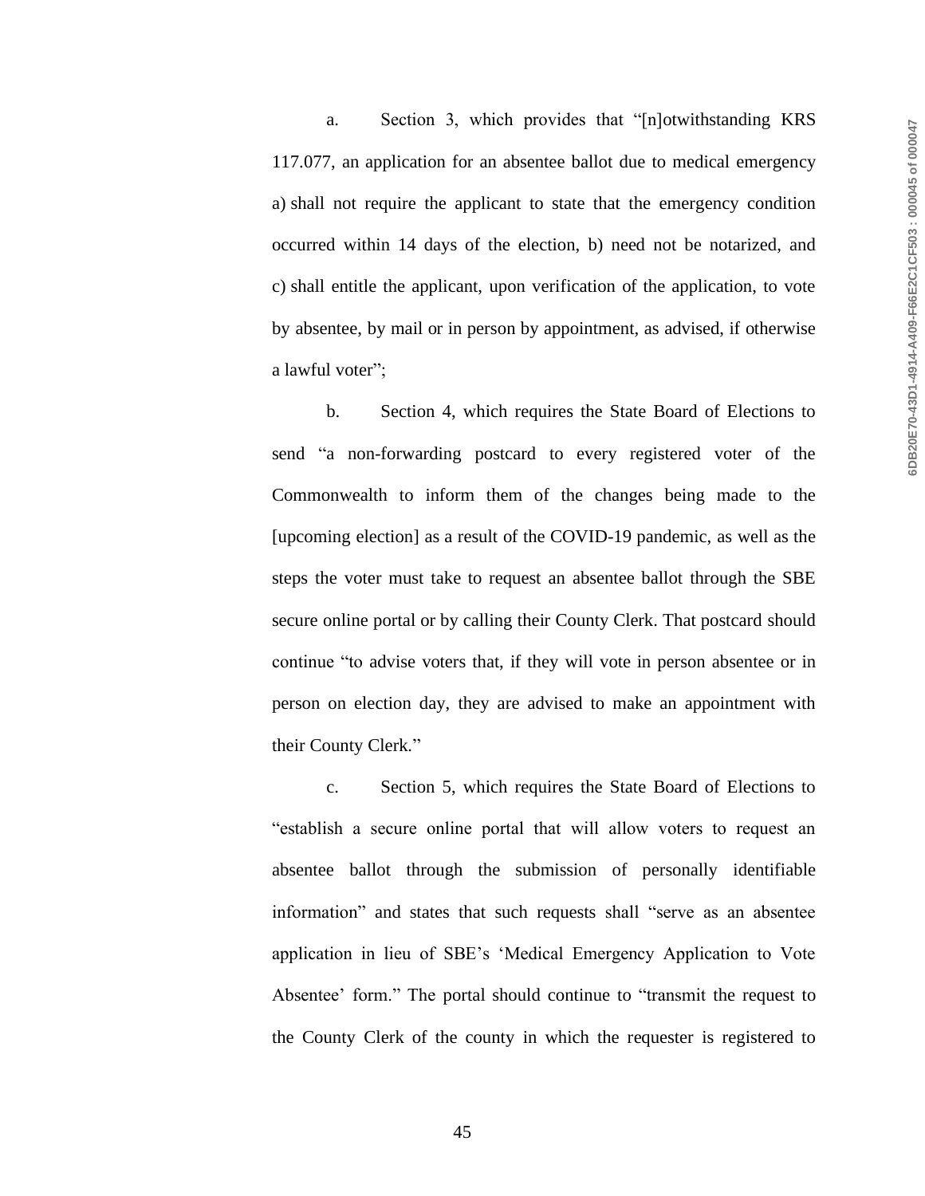a. Section 3, which provides that "[n]otwithstanding KRS 117.077, an application for an absentee ballot due to medical emergency a) shall not require the applicant to state that the emergency condition occurred within 14 days of the election, b) need not be notarized, and c) shall entitle the applicant, upon verification of the application, to vote by absentee, by mail or in person by appointment, as advised, if otherwise a lawful voter";

b. Section 4, which requires the State Board of Elections to send "a non-forwarding postcard to every registered voter of the Commonwealth to inform them of the changes being made to the [upcoming election] as a result of the COVID-19 pandemic, as well as the steps the voter must take to request an absentee ballot through the SBE secure online portal or by calling their County Clerk. That postcard should continue "to advise voters that, if they will vote in person absentee or in person on election day, they are advised to make an appointment with their County Clerk."

c. Section 5, which requires the State Board of Elections to "establish a secure online portal that will allow voters to request an absentee ballot through the submission of personally identifiable information" and states that such requests shall "serve as an absentee application in lieu of SBE's 'Medical Emergency Application to Vote Absentee' form." The portal should continue to "transmit the request to the County Clerk of the county in which the requester is registered to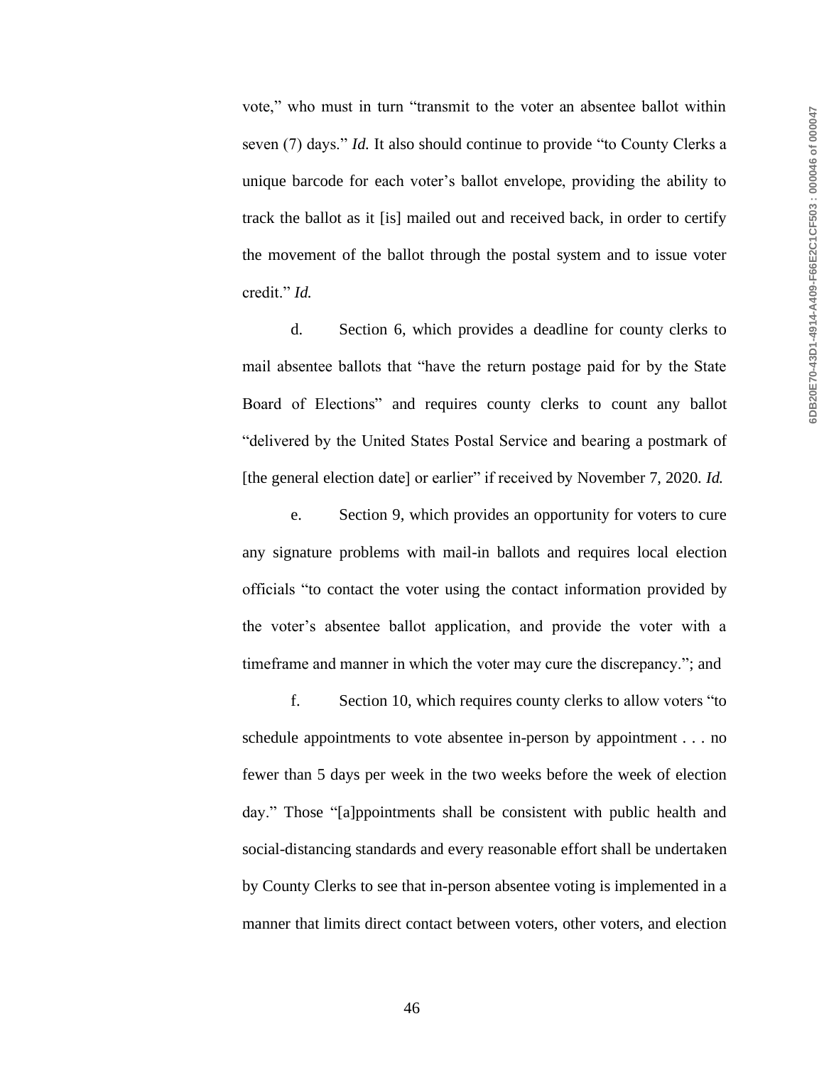vote," who must in turn "transmit to the voter an absentee ballot within seven (7) days." *Id.* It also should continue to provide "to County Clerks a unique barcode for each voter's ballot envelope, providing the ability to track the ballot as it [is] mailed out and received back, in order to certify the movement of the ballot through the postal system and to issue voter credit." *Id.*

d. Section 6, which provides a deadline for county clerks to mail absentee ballots that "have the return postage paid for by the State Board of Elections" and requires county clerks to count any ballot "delivered by the United States Postal Service and bearing a postmark of [the general election date] or earlier" if received by November 7, 2020. *Id.*

e. Section 9, which provides an opportunity for voters to cure any signature problems with mail-in ballots and requires local election officials "to contact the voter using the contact information provided by the voter's absentee ballot application, and provide the voter with a timeframe and manner in which the voter may cure the discrepancy."; and

f. Section 10, which requires county clerks to allow voters "to schedule appointments to vote absentee in-person by appointment . . . no fewer than 5 days per week in the two weeks before the week of election day." Those "[a]ppointments shall be consistent with public health and social-distancing standards and every reasonable effort shall be undertaken by County Clerks to see that in-person absentee voting is implemented in a manner that limits direct contact between voters, other voters, and election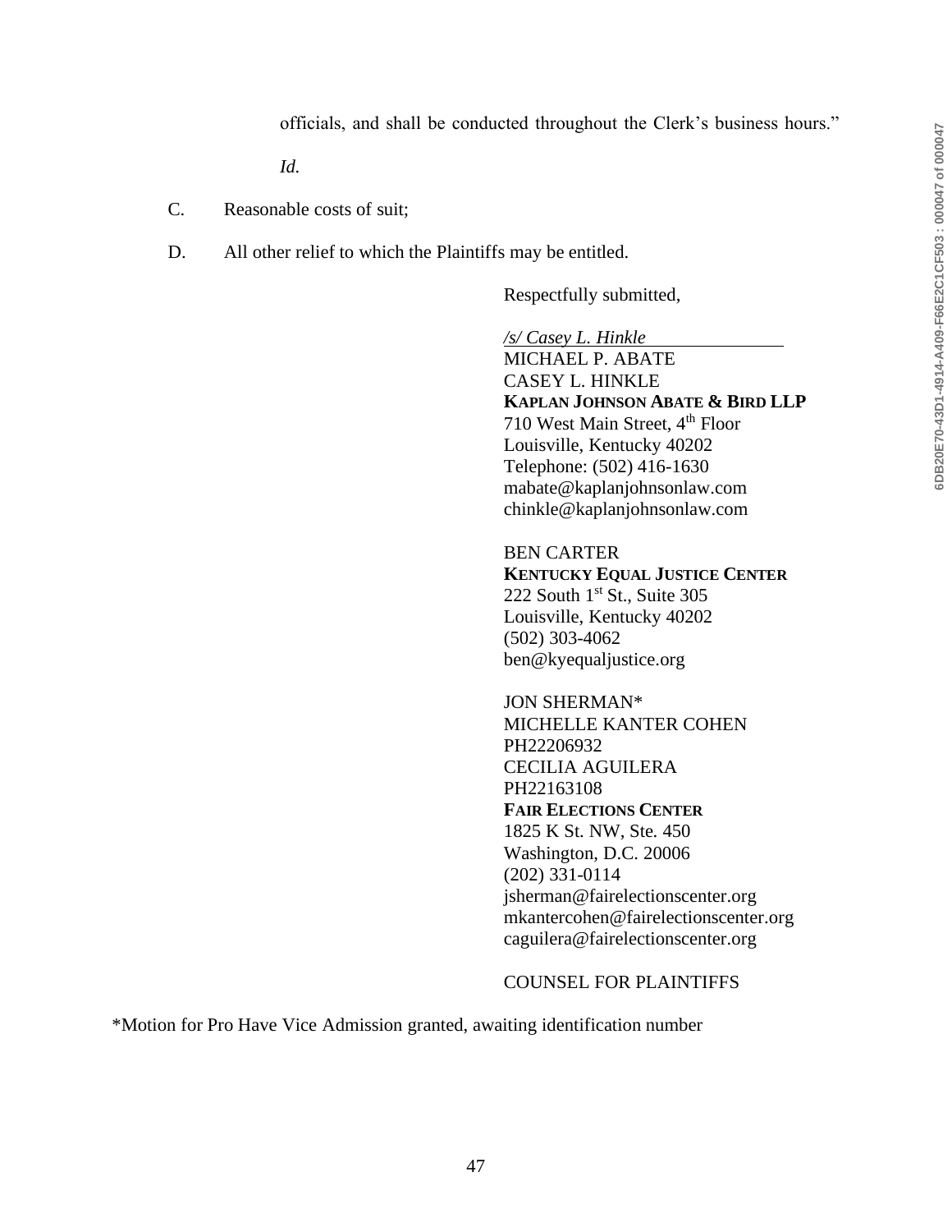officials, and shall be conducted throughout the Clerk's business hours."

*Id.*

C. Reasonable costs of suit;

D. All other relief to which the Plaintiffs may be entitled.

Respectfully submitted,

*/s/ Casey L. Hinkle*
MICHAEL P. ABATE
CASEY L. HINKLE
**KAPLAN JOHNSON ABATE & BIRD LLP**
710 West Main Street, 4th Floor
Louisville, Kentucky 40202
Telephone: (502) 416-1630
mabate@kaplanjohnsonlaw.com
chinkle@kaplanjohnsonlaw.com

BEN CARTER
**KENTUCKY EQUAL JUSTICE CENTER**
222 South 1st St., Suite 305
Louisville, Kentucky 40202
(502) 303-4062
ben@kyequaljustice.org

JON SHERMAN*
MICHELLE KANTER COHEN
PH22206932
CECILIA AGUILERA
PH22163108
**FAIR ELECTIONS CENTER**
1825 K St. NW, Ste. 450
Washington, D.C. 20006
(202) 331-0114
jsherman@fairelectionscenter.org
mkantercohen@fairelectionscenter.org
caguilera@fairelectionscenter.org

COUNSEL FOR PLAINTIFFS

*Motion for Pro Have Vice Admission granted, awaiting identification number